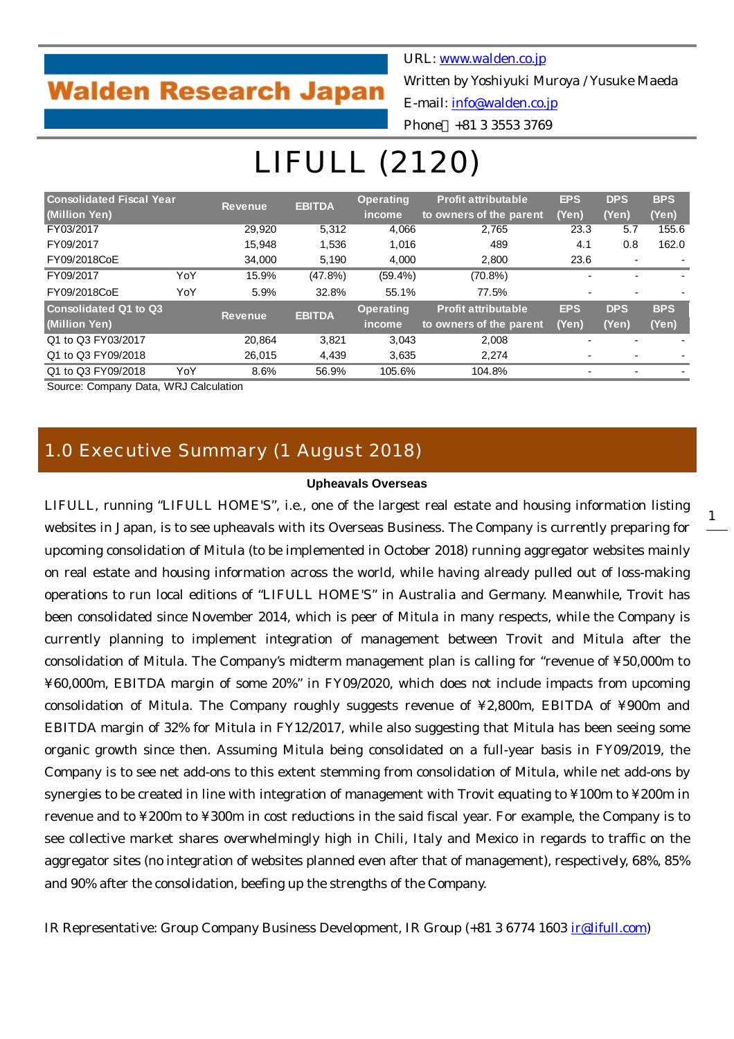**Walden Research Japan**

URL: www.walden.co.jp
Written by Yoshiyuki Muroya / Yusuke Maeda
E-mail: info@walden.co.jp
Phone：+81 3 3553 3769

# LIFULL (2120)

| Consolidated Fiscal Year (Million Yen) | | Revenue | EBITDA | Operating income | Profit attributable to owners of the parent | EPS (Yen) | DPS (Yen) | BPS (Yen) |
|---|---|---|---|---|---|---|---|---|
| FY03/2017 | | 29,920 | 5,312 | 4,066 | 2,765 | 23.3 | 5.7 | 155.6 |
| FY09/2017 | | 15,948 | 1,536 | 1,016 | 489 | 4.1 | 0.8 | 162.0 |
| FY09/2018CoE | | 34,000 | 5,190 | 4,000 | 2,800 | 23.6 | - | - |
| FY09/2017 | YoY | 15.9% | (47.8%) | (59.4%) | (70.8%) | - | - | - |
| FY09/2018CoE | YoY | 5.9% | 32.8% | 55.1% | 77.5% | - | - | - |
| **Consolidated Q1 to Q3 (Million Yen)** | | **Revenue** | **EBITDA** | **Operating income** | **Profit attributable to owners of the parent** | **EPS (Yen)** | **DPS (Yen)** | **BPS (Yen)** |
| Q1 to Q3 FY03/2017 | | 20,864 | 3,821 | 3,043 | 2,008 | - | - | - |
| Q1 to Q3 FY09/2018 | | 26,015 | 4,439 | 3,635 | 2,274 | - | - | - |
| Q1 to Q3 FY09/2018 | YoY | 8.6% | 56.9% | 105.6% | 104.8% | - | - | - |

Source: Company Data, WRJ Calculation

## 1.0 Executive Summary (1 August 2018)

**Upheavals Overseas**

LIFULL, running "LIFULL HOME'S", i.e., one of the largest real estate and housing information listing websites in Japan, is to see upheavals with its Overseas Business. The Company is currently preparing for upcoming consolidation of Mitula (to be implemented in October 2018) running aggregator websites mainly on real estate and housing information across the world, while having already pulled out of loss-making operations to run local editions of "LIFULL HOME'S" in Australia and Germany. Meanwhile, Trovit has been consolidated since November 2014, which is peer of Mitula in many respects, while the Company is currently planning to implement integration of management between Trovit and Mitula after the consolidation of Mitula. The Company's midterm management plan is calling for "revenue of ¥50,000m to ¥60,000m, EBITDA margin of some 20%" in FY09/2020, which does not include impacts from upcoming consolidation of Mitula. The Company roughly suggests revenue of ¥2,800m, EBITDA of ¥900m and EBITDA margin of 32% for Mitula in FY12/2017, while also suggesting that Mitula has been seeing some organic growth since then. Assuming Mitula being consolidated on a full-year basis in FY09/2019, the Company is to see net add-ons to this extent stemming from consolidation of Mitula, while net add-ons by synergies to be created in line with integration of management with Trovit equating to ¥100m to ¥200m in revenue and to ¥200m to ¥300m in cost reductions in the said fiscal year. For example, the Company is to see collective market shares overwhelmingly high in Chili, Italy and Mexico in regards to traffic on the aggregator sites (no integration of websites planned even after that of management), respectively, 68%, 85% and 90% after the consolidation, beefing up the strengths of the Company.

IR Representative: Group Company Business Development, IR Group (+81 3 6774 1603 ir@lifull.com)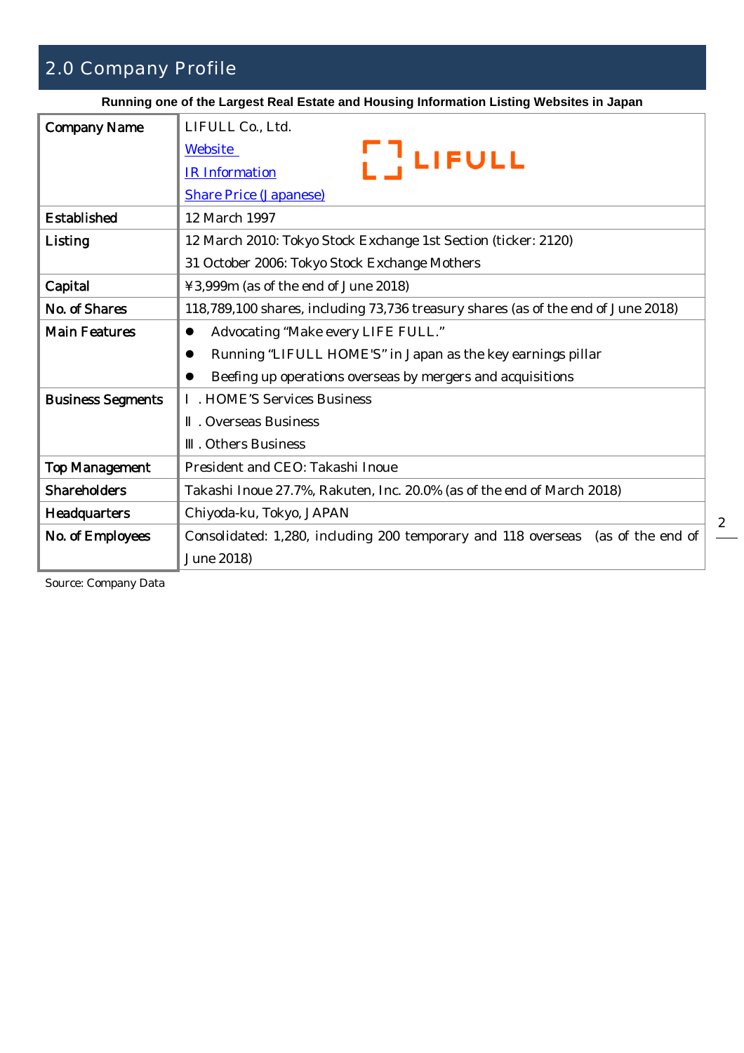## 2.0 Company Profile

**Running one of the Largest Real Estate and Housing Information Listing Websites in Japan**

| Company Name | LIFULL Co., Ltd.<br>Website<br>IR Information<br>Share Price (Japanese) |
|---|---|
| Established | 12 March 1997 |
| Listing | 12 March 2010: Tokyo Stock Exchange 1st Section (ticker: 2120)<br>31 October 2006: Tokyo Stock Exchange Mothers |
| Capital | ¥3,999m (as of the end of June 2018) |
| No. of Shares | 118,789,100 shares, including 73,736 treasury shares (as of the end of June 2018) |
| Main Features | ● Advocating "Make every LIFE FULL."<br>● Running "LIFULL HOME'S" in Japan as the key earnings pillar<br>● Beefing up operations overseas by mergers and acquisitions |
| Business Segments | Ⅰ. HOME'S Services Business<br>Ⅱ. Overseas Business<br>Ⅲ. Others Business |
| Top Management | President and CEO: Takashi Inoue |
| Shareholders | Takashi Inoue 27.7%, Rakuten, Inc. 20.0% (as of the end of March 2018) |
| Headquarters | Chiyoda-ku, Tokyo, JAPAN |
| No. of Employees | Consolidated: 1,280, including 200 temporary and 118 overseas (as of the end of June 2018) |

Source: Company Data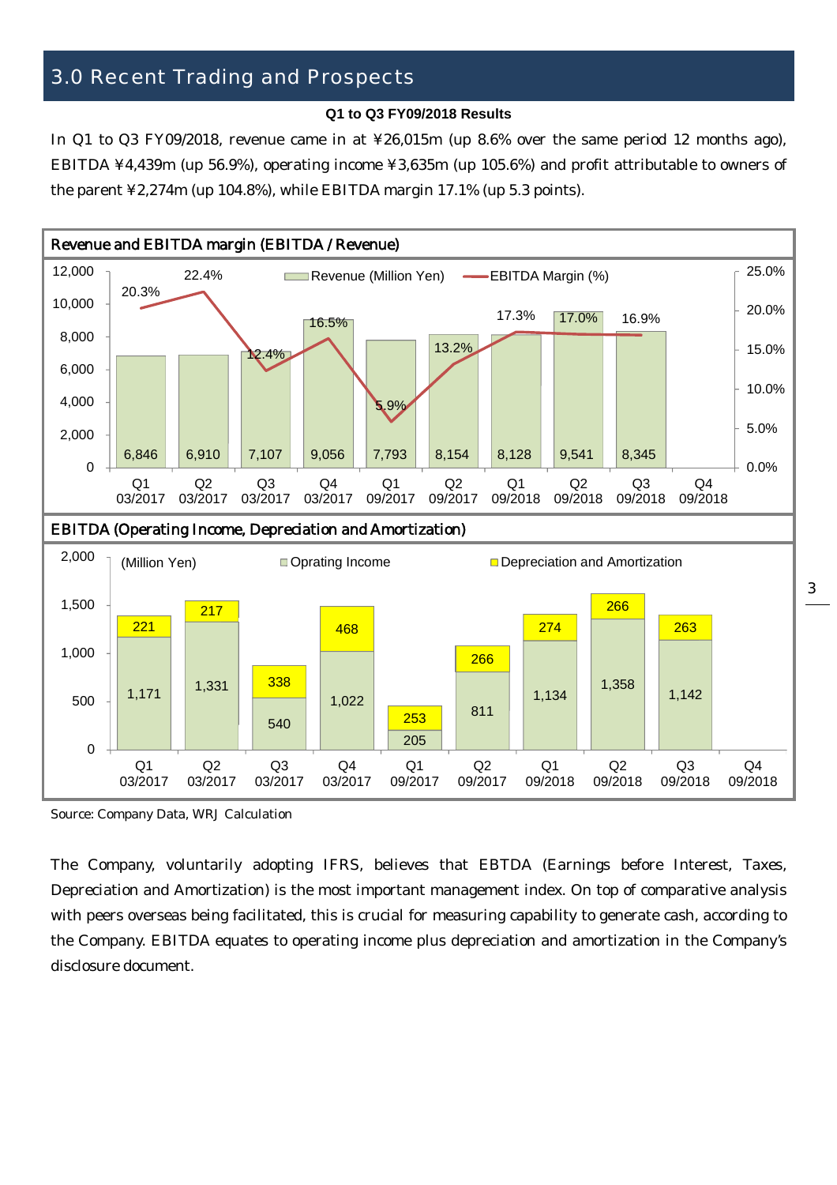## 3.0 Recent Trading and Prospects

**Q1 to Q3 FY09/2018 Results**

In Q1 to Q3 FY09/2018, revenue came in at ¥26,015m (up 8.6% over the same period 12 months ago), EBITDA ¥4,439m (up 56.9%), operating income ¥3,635m (up 105.6%) and profit attributable to owners of the parent ¥2,274m (up 104.8%), while EBITDA margin 17.1% (up 5.3 points).

**Revenue and EBITDA margin (EBITDA / Revenue)**

| Quarter | Revenue (Million Yen) | EBITDA Margin (%) |
|---|---|---|
| Q1 03/2017 | 6,846 | 20.3% |
| Q2 03/2017 | 6,910 | 22.4% |
| Q3 03/2017 | 7,107 | 12.4% |
| Q4 03/2017 | 9,056 | 16.5% |
| Q1 09/2017 | 7,793 | 5.9% |
| Q2 09/2017 | 8,154 | 13.2% |
| Q1 09/2018 | 8,128 | 17.3% |
| Q2 09/2018 | 9,541 | 17.0% |
| Q3 09/2018 | 8,345 | 16.9% |
| Q4 09/2018 | | |

**EBITDA (Operating Income, Depreciation and Amortization)**

(Million Yen)

| Quarter | Oprating Income | Depreciation and Amortization |
|---|---|---|
| Q1 03/2017 | 1,171 | 221 |
| Q2 03/2017 | 1,331 | 217 |
| Q3 03/2017 | 540 | 338 |
| Q4 03/2017 | 1,022 | 468 |
| Q1 09/2017 | 205 | 253 |
| Q2 09/2017 | 811 | 266 |
| Q1 09/2018 | 1,134 | 274 |
| Q2 09/2018 | 1,358 | 266 |
| Q3 09/2018 | 1,142 | 263 |
| Q4 09/2018 | | |

Source: Company Data, WRJ Calculation

The Company, voluntarily adopting IFRS, believes that EBTDA (Earnings before Interest, Taxes, Depreciation and Amortization) is the most important management index. On top of comparative analysis with peers overseas being facilitated, this is crucial for measuring capability to generate cash, according to the Company. EBITDA equates to operating income plus depreciation and amortization in the Company's disclosure document.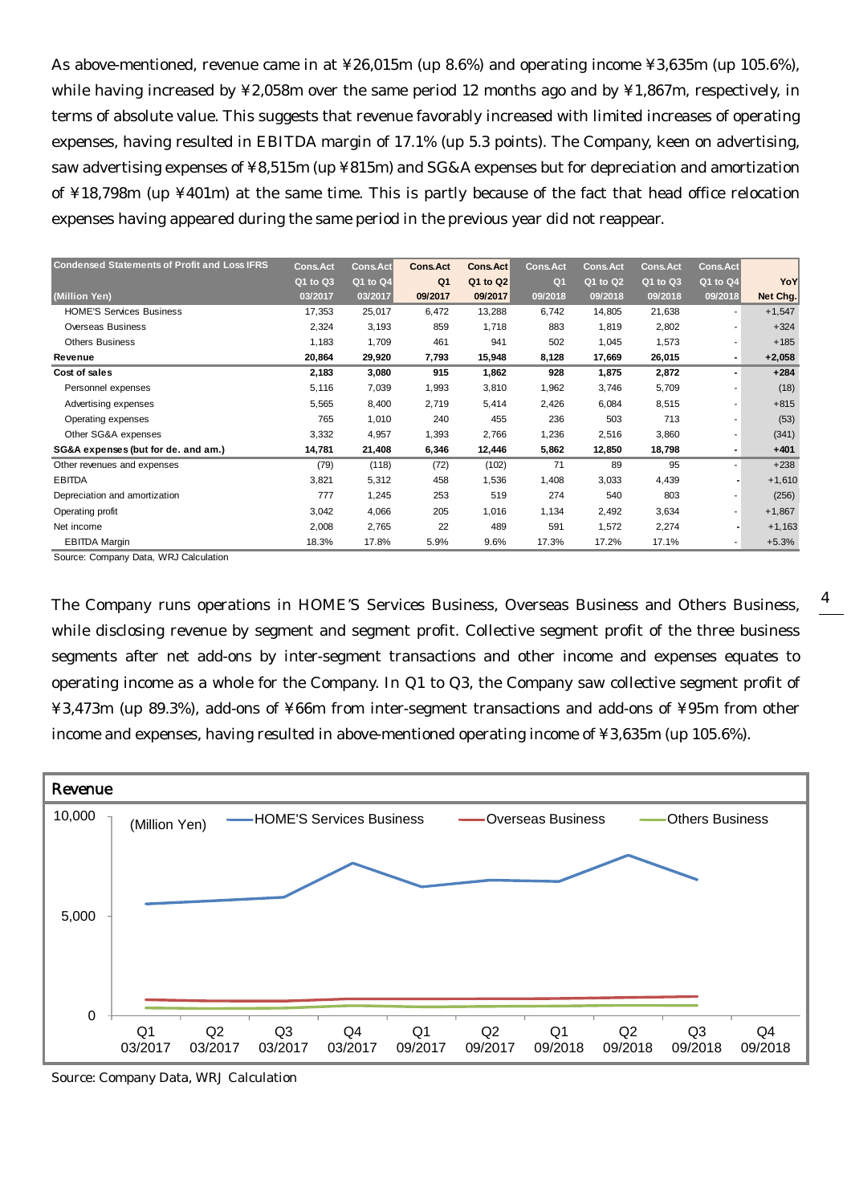As above-mentioned, revenue came in at ¥26,015m (up 8.6%) and operating income ¥3,635m (up 105.6%), while having increased by ¥2,058m over the same period 12 months ago and by ¥1,867m, respectively, in terms of absolute value. This suggests that revenue favorably increased with limited increases of operating expenses, having resulted in EBITDA margin of 17.1% (up 5.3 points). The Company, keen on advertising, saw advertising expenses of ¥8,515m (up ¥815m) and SG&A expenses but for depreciation and amortization of ¥18,798m (up ¥401m) at the same time. This is partly because of the fact that head office relocation expenses having appeared during the same period in the previous year did not reappear.

| Condensed Statements of Profit and Loss IFRS | Cons.Act | Cons.Act | Cons.Act | Cons.Act | Cons.Act | Cons.Act | Cons.Act | Cons.Act | |
|---|---|---|---|---|---|---|---|---|---|
| | Q1 to Q3 | Q1 to Q4 | Q1 | Q1 to Q2 | Q1 | Q1 to Q2 | Q1 to Q3 | Q1 to Q4 | YoY |
| (Million Yen) | 03/2017 | 03/2017 | 09/2017 | 09/2017 | 09/2018 | 09/2018 | 09/2018 | 09/2018 | Net Chg. |
| HOME'S Services Business | 17,353 | 25,017 | 6,472 | 13,288 | 6,742 | 14,805 | 21,638 | - | +1,547 |
| Overseas Business | 2,324 | 3,193 | 859 | 1,718 | 883 | 1,819 | 2,802 | - | +324 |
| Others Business | 1,183 | 1,709 | 461 | 941 | 502 | 1,045 | 1,573 | - | +185 |
| **Revenue** | **20,864** | **29,920** | **7,793** | **15,948** | **8,128** | **17,669** | **26,015** | **-** | **+2,058** |
| **Cost of sales** | **2,183** | **3,080** | **915** | **1,862** | **928** | **1,875** | **2,872** | **-** | **+284** |
| Personnel expenses | 5,116 | 7,039 | 1,993 | 3,810 | 1,962 | 3,746 | 5,709 | - | (18) |
| Advertising expenses | 5,565 | 8,400 | 2,719 | 5,414 | 2,426 | 6,084 | 8,515 | - | +815 |
| Operating expenses | 765 | 1,010 | 240 | 455 | 236 | 503 | 713 | - | (53) |
| Other SG&A expenses | 3,332 | 4,957 | 1,393 | 2,766 | 1,236 | 2,516 | 3,860 | - | (341) |
| **SG&A expenses (but for de. and am.)** | **14,781** | **21,408** | **6,346** | **12,446** | **5,862** | **12,850** | **18,798** | **-** | **+401** |
| Other revenues and expenses | (79) | (118) | (72) | (102) | 71 | 89 | 95 | - | +238 |
| EBITDA | 3,821 | 5,312 | 458 | 1,536 | 1,408 | 3,033 | 4,439 | - | +1,610 |
| Depreciation and amortization | 777 | 1,245 | 253 | 519 | 274 | 540 | 803 | - | (256) |
| Operating profit | 3,042 | 4,066 | 205 | 1,016 | 1,134 | 2,492 | 3,634 | - | +1,867 |
| Net income | 2,008 | 2,765 | 22 | 489 | 591 | 1,572 | 2,274 | - | +1,163 |
| EBITDA Margin | 18.3% | 17.8% | 5.9% | 9.6% | 17.3% | 17.2% | 17.1% | - | +5.3% |

Source: Company Data, WRJ Calculation

The Company runs operations in HOME'S Services Business, Overseas Business and Others Business, while disclosing revenue by segment and segment profit. Collective segment profit of the three business segments after net add-ons by inter-segment transactions and other income and expenses equates to operating income as a whole for the Company. In Q1 to Q3, the Company saw collective segment profit of ¥3,473m (up 89.3%), add-ons of ¥66m from inter-segment transactions and add-ons of ¥95m from other income and expenses, having resulted in above-mentioned operating income of ¥3,635m (up 105.6%).

Revenue

Source: Company Data, WRJ Calculation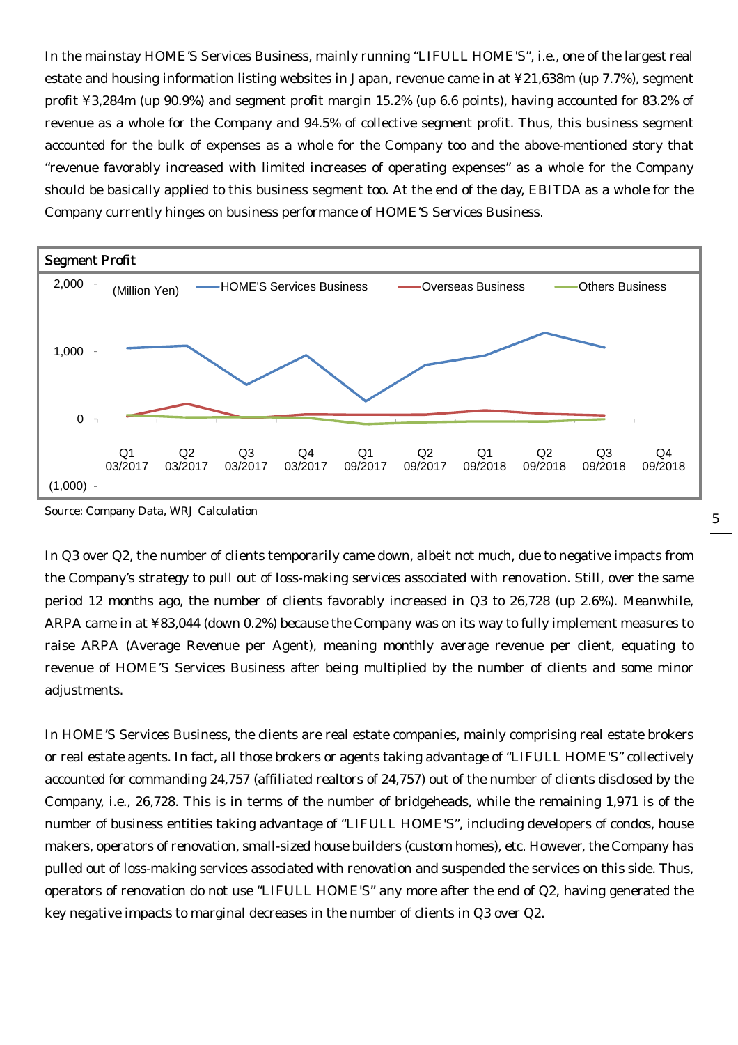In the mainstay HOME'S Services Business, mainly running "LIFULL HOME'S", i.e., one of the largest real estate and housing information listing websites in Japan, revenue came in at ¥21,638m (up 7.7%), segment profit ¥3,284m (up 90.9%) and segment profit margin 15.2% (up 6.6 points), having accounted for 83.2% of revenue as a whole for the Company and 94.5% of collective segment profit. Thus, this business segment accounted for the bulk of expenses as a whole for the Company too and the above-mentioned story that "revenue favorably increased with limited increases of operating expenses" as a whole for the Company should be basically applied to this business segment too. At the end of the day, EBITDA as a whole for the Company currently hinges on business performance of HOME'S Services Business.

**Segment Profit**

(Million Yen) — HOME'S Services Business / Overseas Business / Others Business

Quarters: Q1 03/2017, Q2 03/2017, Q3 03/2017, Q4 03/2017, Q1 09/2017, Q2 09/2017, Q1 09/2018, Q2 09/2018, Q3 09/2018, Q4 09/2018

Source: Company Data, WRJ Calculation

In Q3 over Q2, the number of clients temporarily came down, albeit not much, due to negative impacts from the Company's strategy to pull out of loss-making services associated with renovation. Still, over the same period 12 months ago, the number of clients favorably increased in Q3 to 26,728 (up 2.6%). Meanwhile, ARPA came in at ¥83,044 (down 0.2%) because the Company was on its way to fully implement measures to raise ARPA (Average Revenue per Agent), meaning monthly average revenue per client, equating to revenue of HOME'S Services Business after being multiplied by the number of clients and some minor adjustments.

In HOME'S Services Business, the clients are real estate companies, mainly comprising real estate brokers or real estate agents. In fact, all those brokers or agents taking advantage of "LIFULL HOME'S" collectively accounted for commanding 24,757 (affiliated realtors of 24,757) out of the number of clients disclosed by the Company, i.e., 26,728. This is in terms of the number of bridgeheads, while the remaining 1,971 is of the number of business entities taking advantage of "LIFULL HOME'S", including developers of condos, house makers, operators of renovation, small-sized house builders (custom homes), etc. However, the Company has pulled out of loss-making services associated with renovation and suspended the services on this side. Thus, operators of renovation do not use "LIFULL HOME'S" any more after the end of Q2, having generated the key negative impacts to marginal decreases in the number of clients in Q3 over Q2.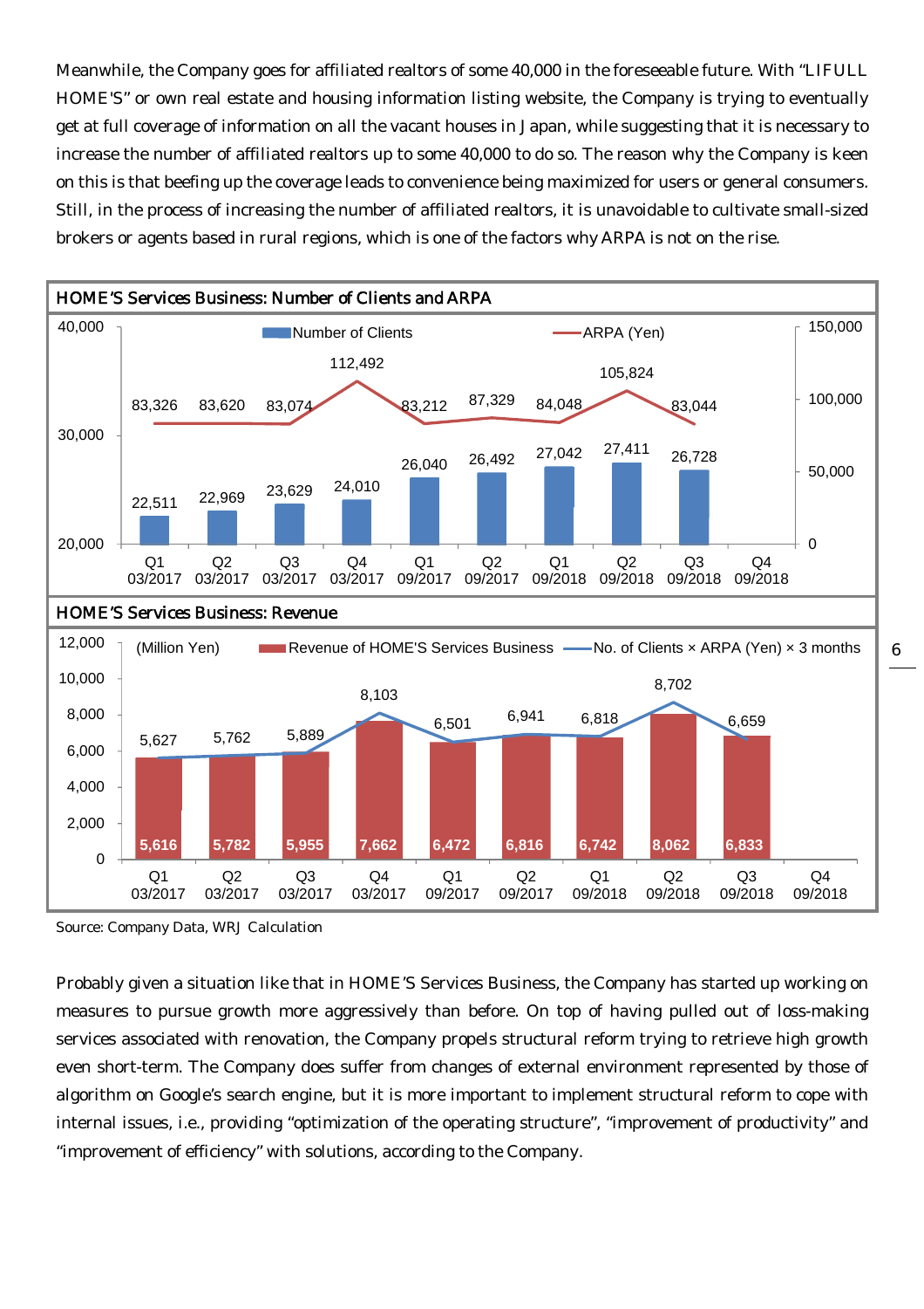Meanwhile, the Company goes for affiliated realtors of some 40,000 in the foreseeable future. With "LIFULL HOME'S" or own real estate and housing information listing website, the Company is trying to eventually get at full coverage of information on all the vacant houses in Japan, while suggesting that it is necessary to increase the number of affiliated realtors up to some 40,000 to do so. The reason why the Company is keen on this is that beefing up the coverage leads to convenience being maximized for users or general consumers. Still, in the process of increasing the number of affiliated realtors, it is unavoidable to cultivate small-sized brokers or agents based in rural regions, which is one of the factors why ARPA is not on the rise.

**HOME'S Services Business: Number of Clients and ARPA**

| | Q1 03/2017 | Q2 03/2017 | Q3 03/2017 | Q4 03/2017 | Q1 09/2017 | Q2 09/2017 | Q1 09/2018 | Q2 09/2018 | Q3 09/2018 | Q4 09/2018 |
|---|---|---|---|---|---|---|---|---|---|---|
| Number of Clients | 22,511 | 22,969 | 23,629 | 24,010 | 26,040 | 26,492 | 27,042 | 27,411 | 26,728 | |
| ARPA (Yen) | 83,326 | 83,620 | 83,074 | 112,492 | 83,212 | 87,329 | 84,048 | 105,824 | 83,044 | |

**HOME'S Services Business: Revenue**

(Million Yen)

| | Q1 03/2017 | Q2 03/2017 | Q3 03/2017 | Q4 03/2017 | Q1 09/2017 | Q2 09/2017 | Q1 09/2018 | Q2 09/2018 | Q3 09/2018 | Q4 09/2018 |
|---|---|---|---|---|---|---|---|---|---|---|
| Revenue of HOME'S Services Business | 5,616 | 5,782 | 5,955 | 7,662 | 6,472 | 6,816 | 6,742 | 8,062 | 6,833 | |
| No. of Clients × ARPA (Yen) × 3 months | 5,627 | 5,762 | 5,889 | 8,103 | 6,501 | 6,941 | 6,818 | 8,702 | 6,659 | |

Source: Company Data, WRJ Calculation

Probably given a situation like that in HOME'S Services Business, the Company has started up working on measures to pursue growth more aggressively than before. On top of having pulled out of loss-making services associated with renovation, the Company propels structural reform trying to retrieve high growth even short-term. The Company does suffer from changes of external environment represented by those of algorithm on Google's search engine, but it is more important to implement structural reform to cope with internal issues, i.e., providing "optimization of the operating structure", "improvement of productivity" and "improvement of efficiency" with solutions, according to the Company.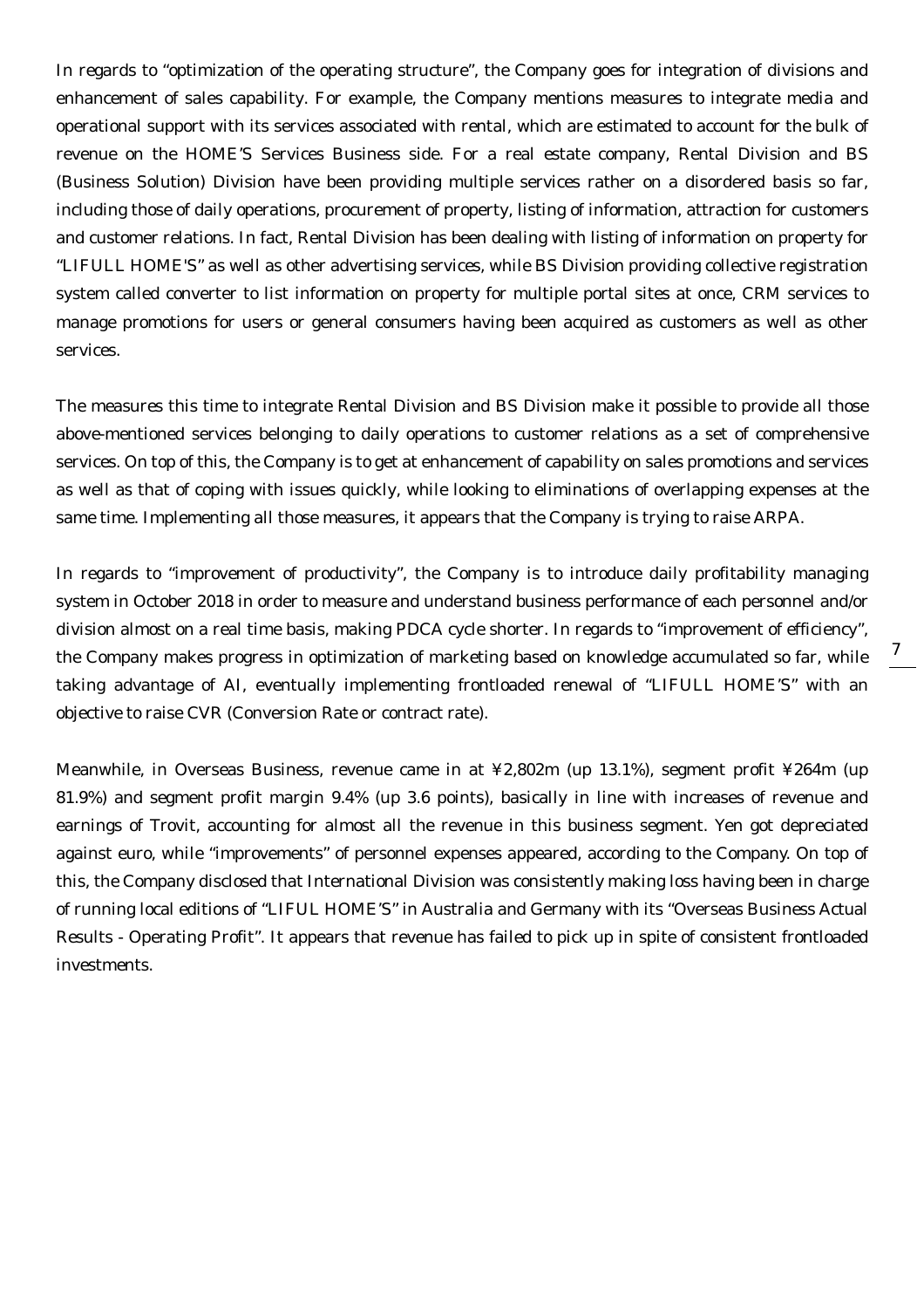In regards to “optimization of the operating structure”, the Company goes for integration of divisions and enhancement of sales capability. For example, the Company mentions measures to integrate media and operational support with its services associated with rental, which are estimated to account for the bulk of revenue on the HOME’S Services Business side. For a real estate company, Rental Division and BS (Business Solution) Division have been providing multiple services rather on a disordered basis so far, including those of daily operations, procurement of property, listing of information, attraction for customers and customer relations. In fact, Rental Division has been dealing with listing of information on property for “LIFULL HOME'S” as well as other advertising services, while BS Division providing collective registration system called converter to list information on property for multiple portal sites at once, CRM services to manage promotions for users or general consumers having been acquired as customers as well as other services.

The measures this time to integrate Rental Division and BS Division make it possible to provide all those above-mentioned services belonging to daily operations to customer relations as a set of comprehensive services. On top of this, the Company is to get at enhancement of capability on sales promotions and services as well as that of coping with issues quickly, while looking to eliminations of overlapping expenses at the same time. Implementing all those measures, it appears that the Company is trying to raise ARPA.

In regards to “improvement of productivity”, the Company is to introduce daily profitability managing system in October 2018 in order to measure and understand business performance of each personnel and/or division almost on a real time basis, making PDCA cycle shorter. In regards to “improvement of efficiency”, the Company makes progress in optimization of marketing based on knowledge accumulated so far, while taking advantage of AI, eventually implementing frontloaded renewal of “LIFULL HOME’S” with an objective to raise CVR (Conversion Rate or contract rate).

Meanwhile, in Overseas Business, revenue came in at ¥2,802m (up 13.1%), segment profit ¥264m (up 81.9%) and segment profit margin 9.4% (up 3.6 points), basically in line with increases of revenue and earnings of Trovit, accounting for almost all the revenue in this business segment. Yen got depreciated against euro, while “improvements” of personnel expenses appeared, according to the Company. On top of this, the Company disclosed that International Division was consistently making loss having been in charge of running local editions of “LIFUL HOME’S” in Australia and Germany with its “Overseas Business Actual Results - Operating Profit”. It appears that revenue has failed to pick up in spite of consistent frontloaded investments.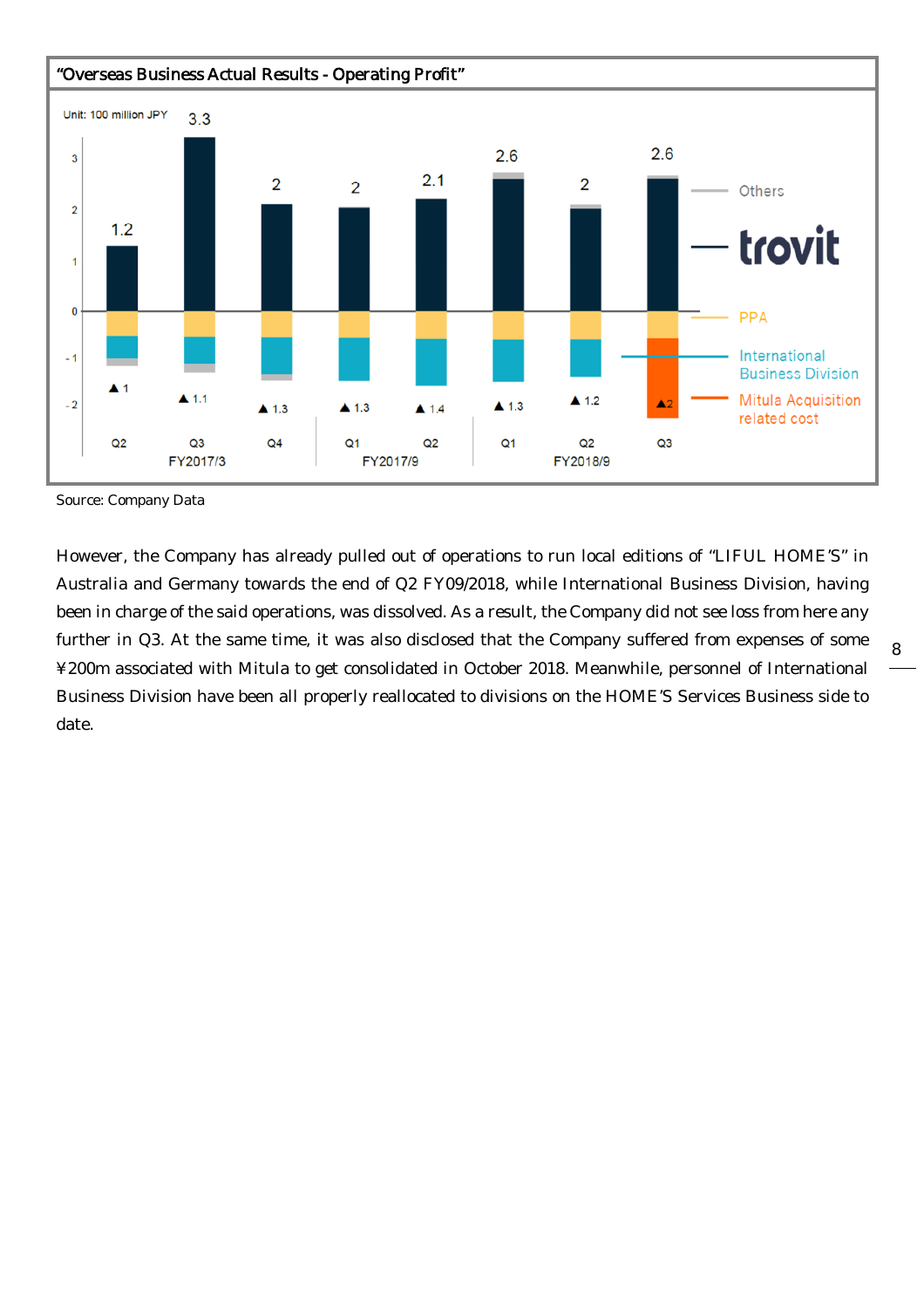"Overseas Business Actual Results - Operating Profit"

Unit: 100 million JPY

| Period | Q2 FY2017/3 | Q3 FY2017/3 | Q4 FY2017/3 | Q1 FY2017/9 | Q2 FY2017/9 | Q1 FY2018/9 | Q2 FY2018/9 | Q3 FY2018/9 |
|---|---|---|---|---|---|---|---|---|
| Positive total | 1.2 | 3.3 | 2 | 2 | 2.1 | 2.6 | 2 | 2.6 |
| Negative total | ▲1 | ▲1.1 | ▲1.3 | ▲1.3 | ▲1.4 | ▲1.3 | ▲1.2 | ▲2 |

Legend: Others, trovit, PPA, International Business Division, Mitula Acquisition related cost

Source: Company Data

However, the Company has already pulled out of operations to run local editions of "LIFUL HOME'S" in Australia and Germany towards the end of Q2 FY09/2018, while International Business Division, having been in charge of the said operations, was dissolved. As a result, the Company did not see loss from here any further in Q3. At the same time, it was also disclosed that the Company suffered from expenses of some ¥200m associated with Mitula to get consolidated in October 2018. Meanwhile, personnel of International Business Division have been all properly reallocated to divisions on the HOME'S Services Business side to date.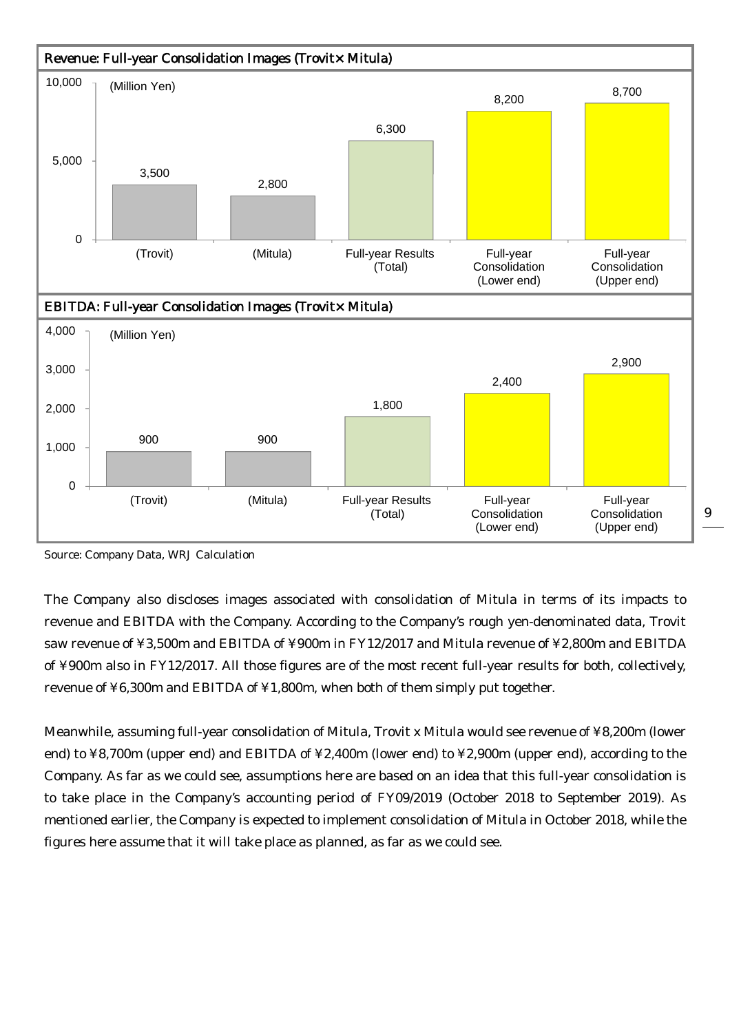**Revenue: Full-year Consolidation Images (Trovit× Mitula)**

(Million Yen)

| | (Trovit) | (Mitula) | Full-year Results (Total) | Full-year Consolidation (Lower end) | Full-year Consolidation (Upper end) |
|---|---|---|---|---|---|
| Revenue | 3,500 | 2,800 | 6,300 | 8,200 | 8,700 |

**EBITDA: Full-year Consolidation Images (Trovit× Mitula)**

(Million Yen)

| | (Trovit) | (Mitula) | Full-year Results (Total) | Full-year Consolidation (Lower end) | Full-year Consolidation (Upper end) |
|---|---|---|---|---|---|
| EBITDA | 900 | 900 | 1,800 | 2,400 | 2,900 |

Source: Company Data, WRJ Calculation

The Company also discloses images associated with consolidation of Mitula in terms of its impacts to revenue and EBITDA with the Company. According to the Company's rough yen-denominated data, Trovit saw revenue of ¥3,500m and EBITDA of ¥900m in FY12/2017 and Mitula revenue of ¥2,800m and EBITDA of ¥900m also in FY12/2017. All those figures are of the most recent full-year results for both, collectively, revenue of ¥6,300m and EBITDA of ¥1,800m, when both of them simply put together.

Meanwhile, assuming full-year consolidation of Mitula, Trovit x Mitula would see revenue of ¥8,200m (lower end) to ¥8,700m (upper end) and EBITDA of ¥2,400m (lower end) to ¥2,900m (upper end), according to the Company. As far as we could see, assumptions here are based on an idea that this full-year consolidation is to take place in the Company's accounting period of FY09/2019 (October 2018 to September 2019). As mentioned earlier, the Company is expected to implement consolidation of Mitula in October 2018, while the figures here assume that it will take place as planned, as far as we could see.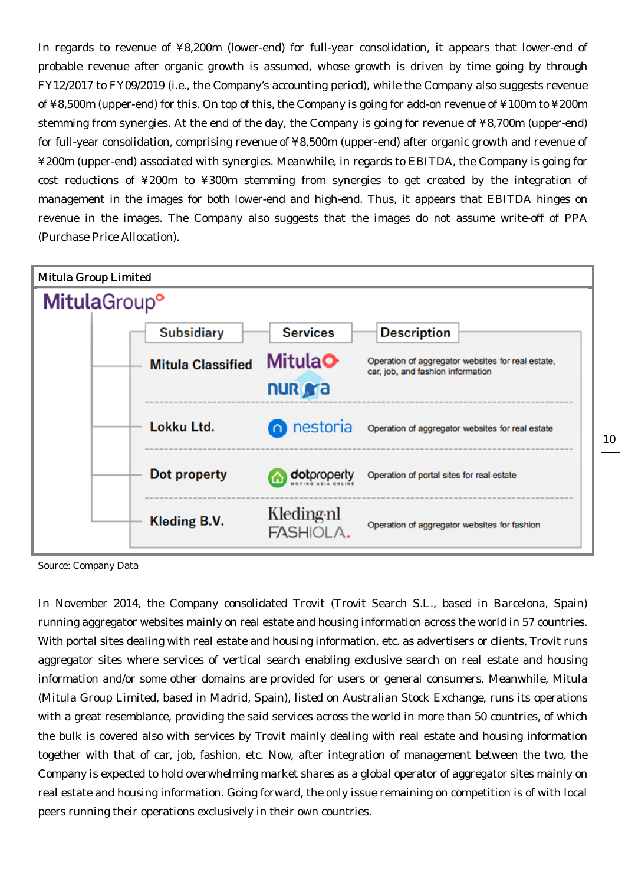In regards to revenue of ¥8,200m (lower-end) for full-year consolidation, it appears that lower-end of probable revenue after organic growth is assumed, whose growth is driven by time going by through FY12/2017 to FY09/2019 (i.e., the Company's accounting period), while the Company also suggests revenue of ¥8,500m (upper-end) for this. On top of this, the Company is going for add-on revenue of ¥100m to ¥200m stemming from synergies. At the end of the day, the Company is going for revenue of ¥8,700m (upper-end) for full-year consolidation, comprising revenue of ¥8,500m (upper-end) after organic growth and revenue of ¥200m (upper-end) associated with synergies. Meanwhile, in regards to EBITDA, the Company is going for cost reductions of ¥200m to ¥300m stemming from synergies to get created by the integration of management in the images for both lower-end and high-end. Thus, it appears that EBITDA hinges on revenue in the images. The Company also suggests that the images do not assume write-off of PPA (Purchase Price Allocation).

**Mitula Group Limited**

MitulaGroup

| Subsidiary | Services | Description |
|---|---|---|
| Mitula Classified | Mitula, nuroa | Operation of aggregator websites for real estate, car, job, and fashion information |
| Lokku Ltd. | nestoria | Operation of aggregator websites for real estate |
| Dot property | dotproperty | Operation of portal sites for real estate |
| Kleding B.V. | Kleding.nl, FASHIOLA. | Operation of aggregator websites for fashion |

Source: Company Data

In November 2014, the Company consolidated Trovit (Trovit Search S.L., based in Barcelona, Spain) running aggregator websites mainly on real estate and housing information across the world in 57 countries. With portal sites dealing with real estate and housing information, etc. as advertisers or clients, Trovit runs aggregator sites where services of vertical search enabling exclusive search on real estate and housing information and/or some other domains are provided for users or general consumers. Meanwhile, Mitula (Mitula Group Limited, based in Madrid, Spain), listed on Australian Stock Exchange, runs its operations with a great resemblance, providing the said services across the world in more than 50 countries, of which the bulk is covered also with services by Trovit mainly dealing with real estate and housing information together with that of car, job, fashion, etc. Now, after integration of management between the two, the Company is expected to hold overwhelming market shares as a global operator of aggregator sites mainly on real estate and housing information. Going forward, the only issue remaining on competition is of with local peers running their operations exclusively in their own countries.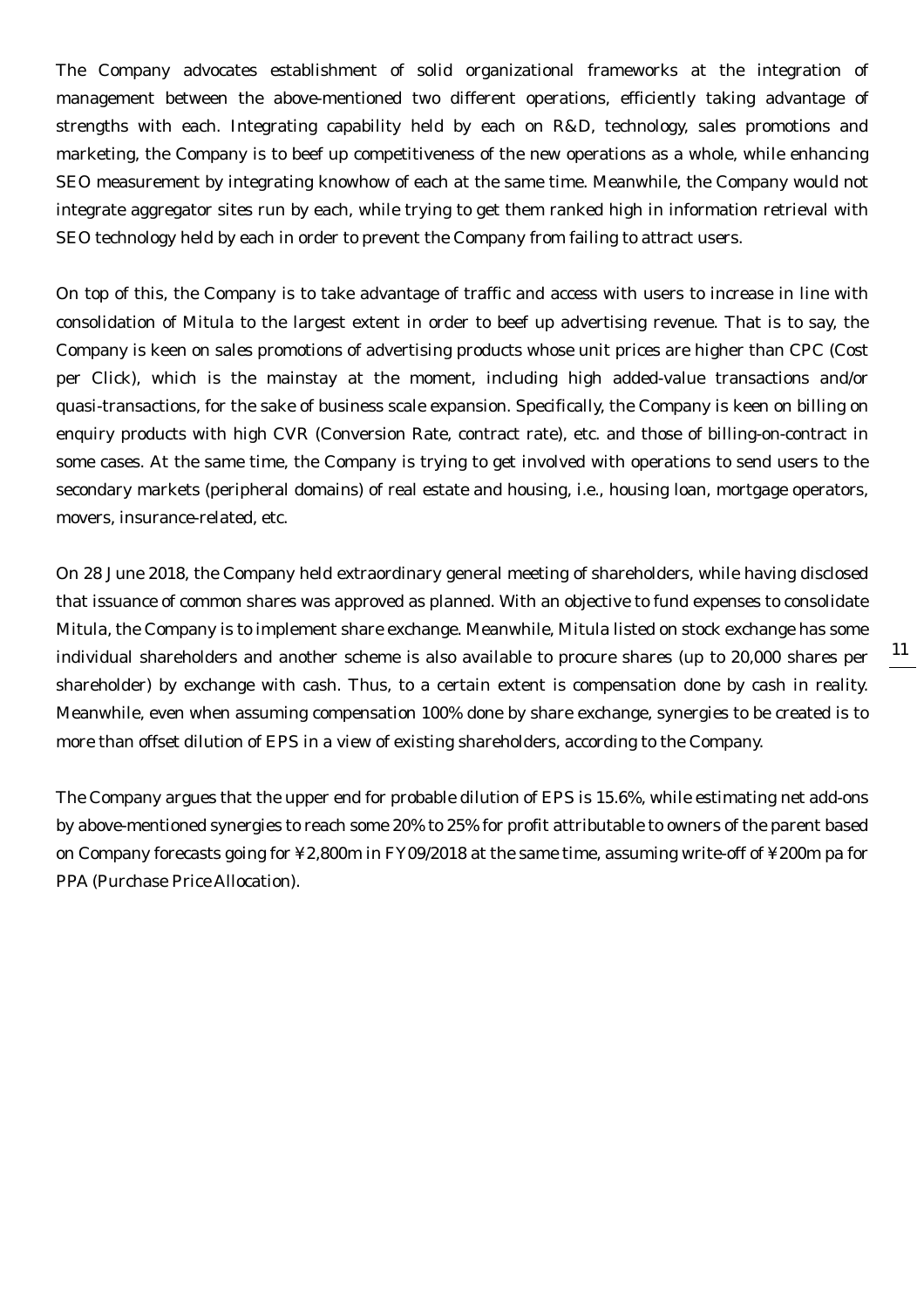The Company advocates establishment of solid organizational frameworks at the integration of management between the above-mentioned two different operations, efficiently taking advantage of strengths with each. Integrating capability held by each on R&D, technology, sales promotions and marketing, the Company is to beef up competitiveness of the new operations as a whole, while enhancing SEO measurement by integrating knowhow of each at the same time. Meanwhile, the Company would not integrate aggregator sites run by each, while trying to get them ranked high in information retrieval with SEO technology held by each in order to prevent the Company from failing to attract users.

On top of this, the Company is to take advantage of traffic and access with users to increase in line with consolidation of Mitula to the largest extent in order to beef up advertising revenue. That is to say, the Company is keen on sales promotions of advertising products whose unit prices are higher than CPC (Cost per Click), which is the mainstay at the moment, including high added-value transactions and/or quasi-transactions, for the sake of business scale expansion. Specifically, the Company is keen on billing on enquiry products with high CVR (Conversion Rate, contract rate), etc. and those of billing-on-contract in some cases. At the same time, the Company is trying to get involved with operations to send users to the secondary markets (peripheral domains) of real estate and housing, i.e., housing loan, mortgage operators, movers, insurance-related, etc.

On 28 June 2018, the Company held extraordinary general meeting of shareholders, while having disclosed that issuance of common shares was approved as planned. With an objective to fund expenses to consolidate Mitula, the Company is to implement share exchange. Meanwhile, Mitula listed on stock exchange has some individual shareholders and another scheme is also available to procure shares (up to 20,000 shares per shareholder) by exchange with cash. Thus, to a certain extent is compensation done by cash in reality. Meanwhile, even when assuming compensation 100% done by share exchange, synergies to be created is to more than offset dilution of EPS in a view of existing shareholders, according to the Company.

The Company argues that the upper end for probable dilution of EPS is 15.6%, while estimating net add-ons by above-mentioned synergies to reach some 20% to 25% for profit attributable to owners of the parent based on Company forecasts going for ¥2,800m in FY09/2018 at the same time, assuming write-off of ¥200m pa for PPA (Purchase Price Allocation).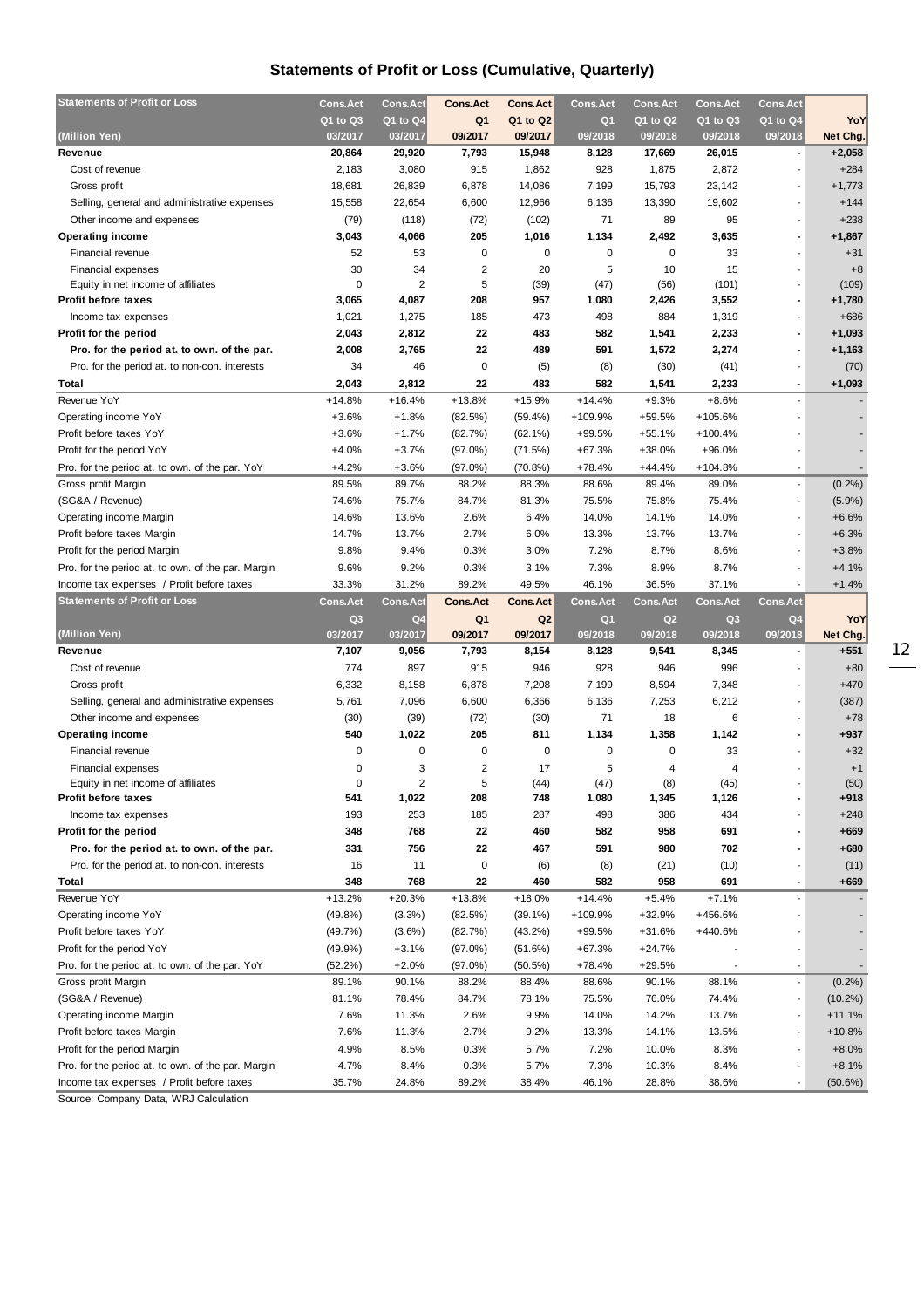# Statements of Profit or Loss (Cumulative, Quarterly)

| Statements of Profit or Loss (Million Yen) | Cons.Act Q1 to Q3 03/2017 | Cons.Act Q1 to Q4 03/2017 | Cons.Act Q1 09/2017 | Cons.Act Q1 to Q2 09/2017 | Cons.Act Q1 09/2018 | Cons.Act Q1 to Q2 09/2018 | Cons.Act Q1 to Q3 09/2018 | Cons.Act Q1 to Q4 09/2018 | YoY Net Chg. |
|---|---|---|---|---|---|---|---|---|---|
| **Revenue** | 20,864 | 29,920 | 7,793 | 15,948 | 8,128 | 17,669 | 26,015 | - | +2,058 |
| Cost of revenue | 2,183 | 3,080 | 915 | 1,862 | 928 | 1,875 | 2,872 | - | +284 |
| Gross profit | 18,681 | 26,839 | 6,878 | 14,086 | 7,199 | 15,793 | 23,142 | - | +1,773 |
| Selling, general and administrative expenses | 15,558 | 22,654 | 6,600 | 12,966 | 6,136 | 13,390 | 19,602 | - | +144 |
| Other income and expenses | (79) | (118) | (72) | (102) | 71 | 89 | 95 | - | +238 |
| **Operating income** | 3,043 | 4,066 | 205 | 1,016 | 1,134 | 2,492 | 3,635 | - | +1,867 |
| Financial revenue | 52 | 53 | 0 | 0 | 0 | 0 | 33 | - | +31 |
| Financial expenses | 30 | 34 | 2 | 20 | 5 | 10 | 15 | - | +8 |
| Equity in net income of affiliates | 0 | 2 | 5 | (39) | (47) | (56) | (101) | - | (109) |
| **Profit before taxes** | 3,065 | 4,087 | 208 | 957 | 1,080 | 2,426 | 3,552 | - | +1,780 |
| Income tax expenses | 1,021 | 1,275 | 185 | 473 | 498 | 884 | 1,319 | - | +686 |
| **Profit for the period** | 2,043 | 2,812 | 22 | 483 | 582 | 1,541 | 2,233 | - | +1,093 |
| **Pro. for the period at. to own. of the par.** | 2,008 | 2,765 | 22 | 489 | 591 | 1,572 | 2,274 | - | +1,163 |
| Pro. for the period at. to non-con. interests | 34 | 46 | 0 | (5) | (8) | (30) | (41) | - | (70) |
| **Total** | 2,043 | 2,812 | 22 | 483 | 582 | 1,541 | 2,233 | - | +1,093 |
| Revenue YoY | +14.8% | +16.4% | +13.8% | +15.9% | +14.4% | +9.3% | +8.6% | - | - |
| Operating income YoY | +3.6% | +1.8% | (82.5%) | (59.4%) | +109.9% | +59.5% | +105.6% | - | - |
| Profit before taxes YoY | +3.6% | +1.7% | (82.7%) | (62.1%) | +99.5% | +55.1% | +100.4% | - | - |
| Profit for the period YoY | +4.0% | +3.7% | (97.0%) | (71.5%) | +67.3% | +38.0% | +96.0% | - | - |
| Pro. for the period at. to own. of the par. YoY | +4.2% | +3.6% | (97.0%) | (70.8%) | +78.4% | +44.4% | +104.8% | - | - |
| Gross profit Margin | 89.5% | 89.7% | 88.2% | 88.3% | 88.6% | 89.4% | 89.0% | - | (0.2%) |
| (SG&A / Revenue) | 74.6% | 75.7% | 84.7% | 81.3% | 75.5% | 75.8% | 75.4% | - | (5.9%) |
| Operating income Margin | 14.6% | 13.6% | 2.6% | 6.4% | 14.0% | 14.1% | 14.0% | - | +6.6% |
| Profit before taxes Margin | 14.7% | 13.7% | 2.7% | 6.0% | 13.3% | 13.7% | 13.7% | - | +6.3% |
| Profit for the period Margin | 9.8% | 9.4% | 0.3% | 3.0% | 7.2% | 8.7% | 8.6% | - | +3.8% |
| Pro. for the period at. to own. of the par. Margin | 9.6% | 9.2% | 0.3% | 3.1% | 7.3% | 8.9% | 8.7% | - | +4.1% |
| Income tax expenses / Profit before taxes | 33.3% | 31.2% | 89.2% | 49.5% | 46.1% | 36.5% | 37.1% | - | +1.4% |

| Statements of Profit or Loss (Million Yen) | Cons.Act Q3 03/2017 | Cons.Act Q4 03/2017 | Cons.Act Q1 09/2017 | Cons.Act Q2 09/2017 | Cons.Act Q1 09/2018 | Cons.Act Q2 09/2018 | Cons.Act Q3 09/2018 | Cons.Act Q4 09/2018 | YoY Net Chg. |
|---|---|---|---|---|---|---|---|---|---|
| **Revenue** | 7,107 | 9,056 | 7,793 | 8,154 | 8,128 | 9,541 | 8,345 | - | +551 |
| Cost of revenue | 774 | 897 | 915 | 946 | 928 | 946 | 996 | - | +80 |
| Gross profit | 6,332 | 8,158 | 6,878 | 7,208 | 7,199 | 8,594 | 7,348 | - | +470 |
| Selling, general and administrative expenses | 5,761 | 7,096 | 6,600 | 6,366 | 6,136 | 7,253 | 6,212 | - | (387) |
| Other income and expenses | (30) | (39) | (72) | (30) | 71 | 18 | 6 | - | +78 |
| **Operating income** | 540 | 1,022 | 205 | 811 | 1,134 | 1,358 | 1,142 | - | +937 |
| Financial revenue | 0 | 0 | 0 | 0 | 0 | 0 | 33 | - | +32 |
| Financial expenses | 0 | 3 | 2 | 17 | 5 | 4 | 4 | - | +1 |
| Equity in net income of affiliates | 0 | 2 | 5 | (44) | (47) | (8) | (45) | - | (50) |
| **Profit before taxes** | 541 | 1,022 | 208 | 748 | 1,080 | 1,345 | 1,126 | - | +918 |
| Income tax expenses | 193 | 253 | 185 | 287 | 498 | 386 | 434 | - | +248 |
| **Profit for the period** | 348 | 768 | 22 | 460 | 582 | 958 | 691 | - | +669 |
| **Pro. for the period at. to own. of the par.** | 331 | 756 | 22 | 467 | 591 | 980 | 702 | - | +680 |
| Pro. for the period at. to non-con. interests | 16 | 11 | 0 | (6) | (8) | (21) | (10) | - | (11) |
| **Total** | 348 | 768 | 22 | 460 | 582 | 958 | 691 | - | +669 |
| Revenue YoY | +13.2% | +20.3% | +13.8% | +18.0% | +14.4% | +5.4% | +7.1% | - | - |
| Operating income YoY | (49.8%) | (3.3%) | (82.5%) | (39.1%) | +109.9% | +32.9% | +456.6% | - | - |
| Profit before taxes YoY | (49.7%) | (3.6%) | (82.7%) | (43.2%) | +99.5% | +31.6% | +440.6% | - | - |
| Profit for the period YoY | (49.9%) | +3.1% | (97.0%) | (51.6%) | +67.3% | +24.7% | - | - | - |
| Pro. for the period at. to own. of the par. YoY | (52.2%) | +2.0% | (97.0%) | (50.5%) | +78.4% | +29.5% | - | - | - |
| Gross profit Margin | 89.1% | 90.1% | 88.2% | 88.4% | 88.6% | 90.1% | 88.1% | - | (0.2%) |
| (SG&A / Revenue) | 81.1% | 78.4% | 84.7% | 78.1% | 75.5% | 76.0% | 74.4% | - | (10.2%) |
| Operating income Margin | 7.6% | 11.3% | 2.6% | 9.9% | 14.0% | 14.2% | 13.7% | - | +11.1% |
| Profit before taxes Margin | 7.6% | 11.3% | 2.7% | 9.2% | 13.3% | 14.1% | 13.5% | - | +10.8% |
| Profit for the period Margin | 4.9% | 8.5% | 0.3% | 5.7% | 7.2% | 10.0% | 8.3% | - | +8.0% |
| Pro. for the period at. to own. of the par. Margin | 4.7% | 8.4% | 0.3% | 5.7% | 7.3% | 10.3% | 8.4% | - | +8.1% |
| Income tax expenses / Profit before taxes | 35.7% | 24.8% | 89.2% | 38.4% | 46.1% | 28.8% | 38.6% | - | (50.6%) |

Source: Company Data, WRJ Calculation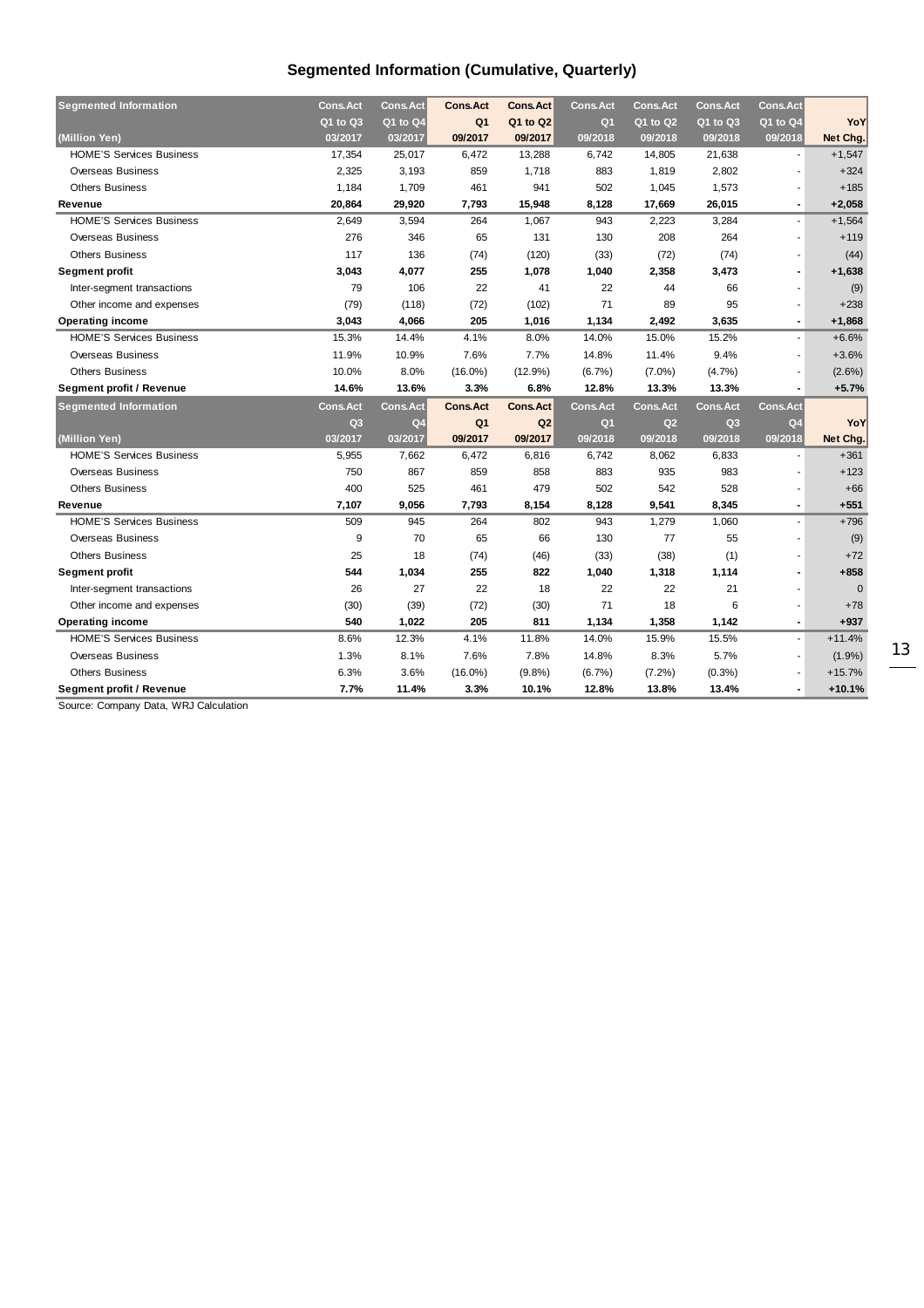## Segmented Information (Cumulative, Quarterly)

| Segmented Information | Cons.Act | Cons.Act | Cons.Act | Cons.Act | Cons.Act | Cons.Act | Cons.Act | Cons.Act | |
|---|---|---|---|---|---|---|---|---|---|
| | Q1 to Q3 | Q1 to Q4 | Q1 | Q1 to Q2 | Q1 | Q1 to Q2 | Q1 to Q3 | Q1 to Q4 | YoY |
| (Million Yen) | 03/2017 | 03/2017 | 09/2017 | 09/2017 | 09/2018 | 09/2018 | 09/2018 | 09/2018 | Net Chg. |
| HOME'S Services Business | 17,354 | 25,017 | 6,472 | 13,288 | 6,742 | 14,805 | 21,638 | - | +1,547 |
| Overseas Business | 2,325 | 3,193 | 859 | 1,718 | 883 | 1,819 | 2,802 | - | +324 |
| Others Business | 1,184 | 1,709 | 461 | 941 | 502 | 1,045 | 1,573 | - | +185 |
| **Revenue** | **20,864** | **29,920** | **7,793** | **15,948** | **8,128** | **17,669** | **26,015** | **-** | **+2,058** |
| HOME'S Services Business | 2,649 | 3,594 | 264 | 1,067 | 943 | 2,223 | 3,284 | - | +1,564 |
| Overseas Business | 276 | 346 | 65 | 131 | 130 | 208 | 264 | - | +119 |
| Others Business | 117 | 136 | (74) | (120) | (33) | (72) | (74) | - | (44) |
| **Segment profit** | **3,043** | **4,077** | **255** | **1,078** | **1,040** | **2,358** | **3,473** | **-** | **+1,638** |
| Inter-segment transactions | 79 | 106 | 22 | 41 | 22 | 44 | 66 | - | (9) |
| Other income and expenses | (79) | (118) | (72) | (102) | 71 | 89 | 95 | - | +238 |
| **Operating income** | **3,043** | **4,066** | **205** | **1,016** | **1,134** | **2,492** | **3,635** | **-** | **+1,868** |
| HOME'S Services Business | 15.3% | 14.4% | 4.1% | 8.0% | 14.0% | 15.0% | 15.2% | - | +6.6% |
| Overseas Business | 11.9% | 10.9% | 7.6% | 7.7% | 14.8% | 11.4% | 9.4% | - | +3.6% |
| Others Business | 10.0% | 8.0% | (16.0%) | (12.9%) | (6.7%) | (7.0%) | (4.7%) | - | (2.6%) |
| **Segment profit / Revenue** | **14.6%** | **13.6%** | **3.3%** | **6.8%** | **12.8%** | **13.3%** | **13.3%** | **-** | **+5.7%** |

| Segmented Information | Cons.Act | Cons.Act | Cons.Act | Cons.Act | Cons.Act | Cons.Act | Cons.Act | Cons.Act | |
|---|---|---|---|---|---|---|---|---|---|
| | Q3 | Q4 | Q1 | Q2 | Q1 | Q2 | Q3 | Q4 | YoY |
| (Million Yen) | 03/2017 | 03/2017 | 09/2017 | 09/2017 | 09/2018 | 09/2018 | 09/2018 | 09/2018 | Net Chg. |
| HOME'S Services Business | 5,955 | 7,662 | 6,472 | 6,816 | 6,742 | 8,062 | 6,833 | - | +361 |
| Overseas Business | 750 | 867 | 859 | 858 | 883 | 935 | 983 | - | +123 |
| Others Business | 400 | 525 | 461 | 479 | 502 | 542 | 528 | - | +66 |
| **Revenue** | **7,107** | **9,056** | **7,793** | **8,154** | **8,128** | **9,541** | **8,345** | **-** | **+551** |
| HOME'S Services Business | 509 | 945 | 264 | 802 | 943 | 1,279 | 1,060 | - | +796 |
| Overseas Business | 9 | 70 | 65 | 66 | 130 | 77 | 55 | - | (9) |
| Others Business | 25 | 18 | (74) | (46) | (33) | (38) | (1) | - | +72 |
| **Segment profit** | **544** | **1,034** | **255** | **822** | **1,040** | **1,318** | **1,114** | **-** | **+858** |
| Inter-segment transactions | 26 | 27 | 22 | 18 | 22 | 22 | 21 | - | 0 |
| Other income and expenses | (30) | (39) | (72) | (30) | 71 | 18 | 6 | - | +78 |
| **Operating income** | **540** | **1,022** | **205** | **811** | **1,134** | **1,358** | **1,142** | **-** | **+937** |
| HOME'S Services Business | 8.6% | 12.3% | 4.1% | 11.8% | 14.0% | 15.9% | 15.5% | - | +11.4% |
| Overseas Business | 1.3% | 8.1% | 7.6% | 7.8% | 14.8% | 8.3% | 5.7% | - | (1.9%) |
| Others Business | 6.3% | 3.6% | (16.0%) | (9.8%) | (6.7%) | (7.2%) | (0.3%) | - | +15.7% |
| **Segment profit / Revenue** | **7.7%** | **11.4%** | **3.3%** | **10.1%** | **12.8%** | **13.8%** | **13.4%** | **-** | **+10.1%** |

Source: Company Data, WRJ Calculation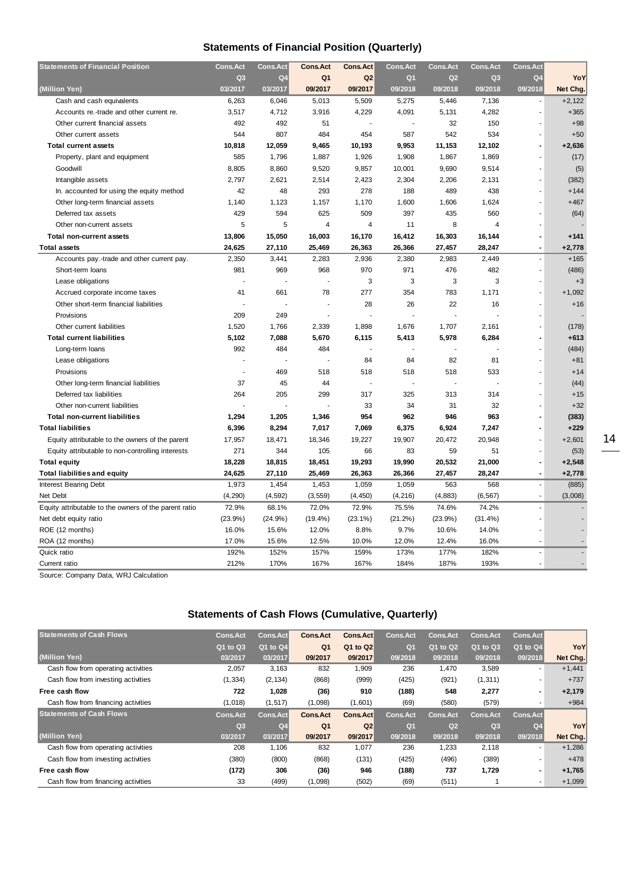## Statements of Financial Position (Quarterly)

| Statements of Financial Position | Cons.Act | Cons.Act | Cons.Act | Cons.Act | Cons.Act | Cons.Act | Cons.Act | Cons.Act | |
|---|---|---|---|---|---|---|---|---|---|
| | Q3 | Q4 | Q1 | Q2 | Q1 | Q2 | Q3 | Q4 | YoY |
| (Million Yen) | 03/2017 | 03/2017 | 09/2017 | 09/2017 | 09/2018 | 09/2018 | 09/2018 | 09/2018 | Net Chg. |
| Cash and cash equivalents | 6,263 | 6,046 | 5,013 | 5,509 | 5,275 | 5,446 | 7,136 | - | +2,122 |
| Accounts re.-trade and other current re. | 3,517 | 4,712 | 3,916 | 4,229 | 4,091 | 5,131 | 4,282 | - | +365 |
| Other current financial assets | 492 | 492 | 51 | - | - | 32 | 150 | - | +98 |
| Other current assets | 544 | 807 | 484 | 454 | 587 | 542 | 534 | - | +50 |
| **Total current assets** | **10,818** | **12,059** | **9,465** | **10,193** | **9,953** | **11,153** | **12,102** | **-** | **+2,636** |
| Property, plant and equipment | 585 | 1,796 | 1,887 | 1,926 | 1,908 | 1,867 | 1,869 | - | (17) |
| Goodwill | 8,805 | 8,860 | 9,520 | 9,857 | 10,001 | 9,690 | 9,514 | - | (5) |
| Intangible assets | 2,797 | 2,621 | 2,514 | 2,423 | 2,304 | 2,206 | 2,131 | - | (382) |
| In. accounted for using the equity method | 42 | 48 | 293 | 278 | 188 | 489 | 438 | - | +144 |
| Other long-term financial assets | 1,140 | 1,123 | 1,157 | 1,170 | 1,600 | 1,606 | 1,624 | - | +467 |
| Deferred tax assets | 429 | 594 | 625 | 509 | 397 | 435 | 560 | - | (64) |
| Other non-current assets | 5 | 5 | 4 | 4 | 11 | 8 | 4 | - | - |
| **Total non-current assets** | **13,806** | **15,050** | **16,003** | **16,170** | **16,412** | **16,303** | **16,144** | **-** | **+141** |
| **Total assets** | **24,625** | **27,110** | **25,469** | **26,363** | **26,366** | **27,457** | **28,247** | **-** | **+2,778** |
| Accounts pay.-trade and other current pay. | 2,350 | 3,441 | 2,283 | 2,936 | 2,380 | 2,983 | 2,449 | - | +165 |
| Short-term loans | 981 | 969 | 968 | 970 | 971 | 476 | 482 | - | (486) |
| Lease obligations | - | - | - | 3 | 3 | 3 | 3 | - | +3 |
| Accrued corporate income taxes | 41 | 661 | 78 | 277 | 354 | 783 | 1,171 | - | +1,092 |
| Other short-term financial liabilities | - | - | - | 28 | 26 | 22 | 16 | - | +16 |
| Provisions | 209 | 249 | - | - | - | - | - | - | - |
| Other current liabilities | 1,520 | 1,766 | 2,339 | 1,898 | 1,676 | 1,707 | 2,161 | - | (178) |
| **Total current liabilities** | **5,102** | **7,088** | **5,670** | **6,115** | **5,413** | **5,978** | **6,284** | **-** | **+613** |
| Long-term loans | 992 | 484 | 484 | - | - | - | - | - | (484) |
| Lease obligations | - | - | - | 84 | 84 | 82 | 81 | - | +81 |
| Provisions | - | 469 | 518 | 518 | 518 | 518 | 533 | - | +14 |
| Other long-term financial liabilities | 37 | 45 | 44 | - | - | - | - | - | (44) |
| Deferred tax liabilities | 264 | 205 | 299 | 317 | 325 | 313 | 314 | - | +15 |
| Other non-current liabilities | - | - | - | 33 | 34 | 31 | 32 | - | +32 |
| **Total non-current liabilities** | **1,294** | **1,205** | **1,346** | **954** | **962** | **946** | **963** | **-** | **(383)** |
| **Total liabilities** | **6,396** | **8,294** | **7,017** | **7,069** | **6,375** | **6,924** | **7,247** | **-** | **+229** |
| Equity attributable to the owners of the parent | 17,957 | 18,471 | 18,346 | 19,227 | 19,907 | 20,472 | 20,948 | - | +2,601 |
| Equity attributable to non-controlling interests | 271 | 344 | 105 | 66 | 83 | 59 | 51 | - | (53) |
| **Total equity** | **18,228** | **18,815** | **18,451** | **19,293** | **19,990** | **20,532** | **21,000** | **-** | **+2,548** |
| **Total liabilities and equity** | **24,625** | **27,110** | **25,469** | **26,363** | **26,366** | **27,457** | **28,247** | **-** | **+2,778** |
| Interest Bearing Debt | 1,973 | 1,454 | 1,453 | 1,059 | 1,059 | 563 | 568 | - | (885) |
| Net Debt | (4,290) | (4,592) | (3,559) | (4,450) | (4,216) | (4,883) | (6,567) | - | (3,008) |
| Equity attributable to the owners of the parent ratio | 72.9% | 68.1% | 72.0% | 72.9% | 75.5% | 74.6% | 74.2% | - | - |
| Net debt equity ratio | (23.9%) | (24.9%) | (19.4%) | (23.1%) | (21.2%) | (23.9%) | (31.4%) | - | - |
| ROE (12 months) | 16.0% | 15.6% | 12.0% | 8.8% | 9.7% | 10.6% | 14.0% | - | - |
| ROA (12 months) | 17.0% | 15.6% | 12.5% | 10.0% | 12.0% | 12.4% | 16.0% | - | - |
| Quick ratio | 192% | 152% | 157% | 159% | 173% | 177% | 182% | - | - |
| Current ratio | 212% | 170% | 167% | 167% | 184% | 187% | 193% | - | - |

Source: Company Data, WRJ Calculation

## Statements of Cash Flows (Cumulative, Quarterly)

| Statements of Cash Flows | Cons.Act | Cons.Act | Cons.Act | Cons.Act | Cons.Act | Cons.Act | Cons.Act | Cons.Act | |
|---|---|---|---|---|---|---|---|---|---|
| | Q1 to Q3 | Q1 to Q4 | Q1 | Q1 to Q2 | Q1 | Q1 to Q2 | Q1 to Q3 | Q1 to Q4 | YoY |
| (Million Yen) | 03/2017 | 03/2017 | 09/2017 | 09/2017 | 09/2018 | 09/2018 | 09/2018 | 09/2018 | Net Chg. |
| Cash flow from operating activities | 2,057 | 3,163 | 832 | 1,909 | 236 | 1,470 | 3,589 | - | +1,441 |
| Cash flow from investing activities | (1,334) | (2,134) | (868) | (999) | (425) | (921) | (1,311) | - | +737 |
| **Free cash flow** | **722** | **1,028** | **(36)** | **910** | **(188)** | **548** | **2,277** | **-** | **+2,179** |
| Cash flow from financing activities | (1,018) | (1,517) | (1,098) | (1,601) | (69) | (580) | (579) | - | +984 |
| **Statements of Cash Flows** | **Cons.Act** | **Cons.Act** | **Cons.Act** | **Cons.Act** | **Cons.Act** | **Cons.Act** | **Cons.Act** | **Cons.Act** | |
| | Q3 | Q4 | Q1 | Q2 | Q1 | Q2 | Q3 | Q4 | YoY |
| (Million Yen) | 03/2017 | 03/2017 | 09/2017 | 09/2017 | 09/2018 | 09/2018 | 09/2018 | 09/2018 | Net Chg. |
| Cash flow from operating activities | 208 | 1,106 | 832 | 1,077 | 236 | 1,233 | 2,118 | - | +1,286 |
| Cash flow from investing activities | (380) | (800) | (868) | (131) | (425) | (496) | (389) | - | +478 |
| **Free cash flow** | **(172)** | **306** | **(36)** | **946** | **(188)** | **737** | **1,729** | **-** | **+1,765** |
| Cash flow from financing activities | 33 | (499) | (1,098) | (502) | (69) | (511) | 1 | - | +1,099 |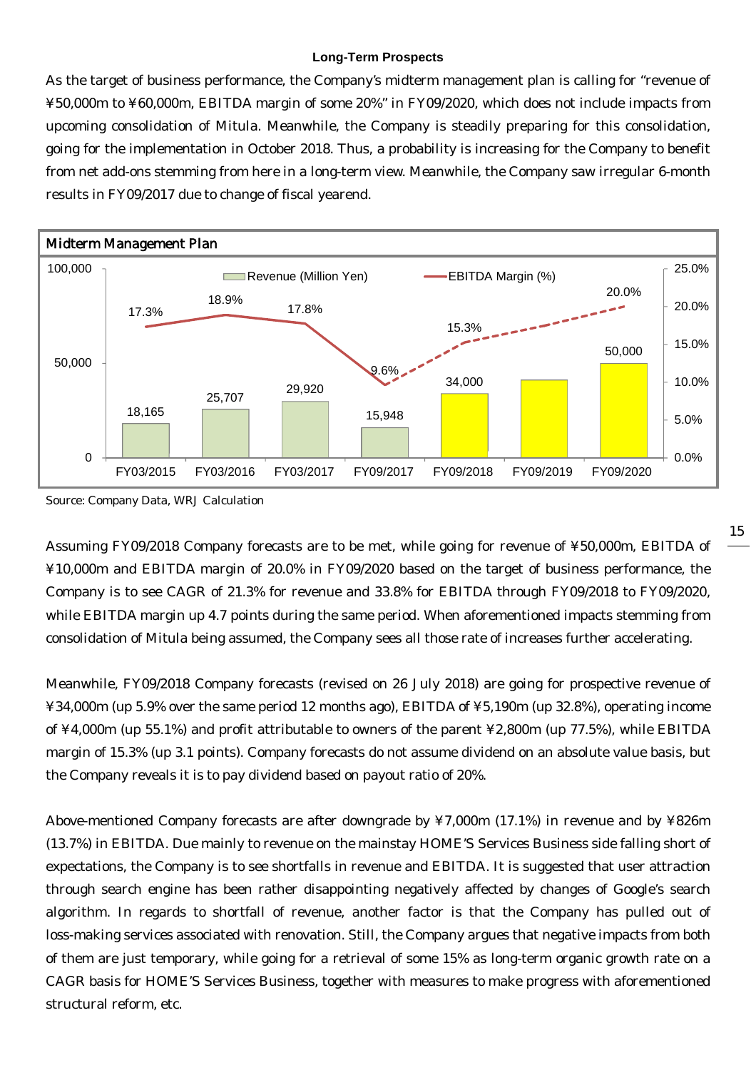### Long-Term Prospects

As the target of business performance, the Company's midterm management plan is calling for "revenue of ¥50,000m to ¥60,000m, EBITDA margin of some 20%" in FY09/2020, which does not include impacts from upcoming consolidation of Mitula. Meanwhile, the Company is steadily preparing for this consolidation, going for the implementation in October 2018. Thus, a probability is increasing for the Company to benefit from net add-ons stemming from here in a long-term view. Meanwhile, the Company saw irregular 6-month results in FY09/2017 due to change of fiscal yearend.

**Midterm Management Plan**

| | FY03/2015 | FY03/2016 | FY03/2017 | FY09/2017 | FY09/2018 | FY09/2019 | FY09/2020 |
|---|---|---|---|---|---|---|---|
| Revenue (Million Yen) | 18,165 | 25,707 | 29,920 | 15,948 | 34,000 | | 50,000 |
| EBITDA Margin (%) | 17.3% | 18.9% | 17.8% | 9.6% | 15.3% | | 20.0% |

Source: Company Data, WRJ Calculation

Assuming FY09/2018 Company forecasts are to be met, while going for revenue of ¥50,000m, EBITDA of ¥10,000m and EBITDA margin of 20.0% in FY09/2020 based on the target of business performance, the Company is to see CAGR of 21.3% for revenue and 33.8% for EBITDA through FY09/2018 to FY09/2020, while EBITDA margin up 4.7 points during the same period. When aforementioned impacts stemming from consolidation of Mitula being assumed, the Company sees all those rate of increases further accelerating.

Meanwhile, FY09/2018 Company forecasts (revised on 26 July 2018) are going for prospective revenue of ¥34,000m (up 5.9% over the same period 12 months ago), EBITDA of ¥5,190m (up 32.8%), operating income of ¥4,000m (up 55.1%) and profit attributable to owners of the parent ¥2,800m (up 77.5%), while EBITDA margin of 15.3% (up 3.1 points). Company forecasts do not assume dividend on an absolute value basis, but the Company reveals it is to pay dividend based on payout ratio of 20%.

Above-mentioned Company forecasts are after downgrade by ¥7,000m (17.1%) in revenue and by ¥826m (13.7%) in EBITDA. Due mainly to revenue on the mainstay HOME'S Services Business side falling short of expectations, the Company is to see shortfalls in revenue and EBITDA. It is suggested that user attraction through search engine has been rather disappointing negatively affected by changes of Google's search algorithm. In regards to shortfall of revenue, another factor is that the Company has pulled out of loss-making services associated with renovation. Still, the Company argues that negative impacts from both of them are just temporary, while going for a retrieval of some 15% as long-term organic growth rate on a CAGR basis for HOME'S Services Business, together with measures to make progress with aforementioned structural reform, etc.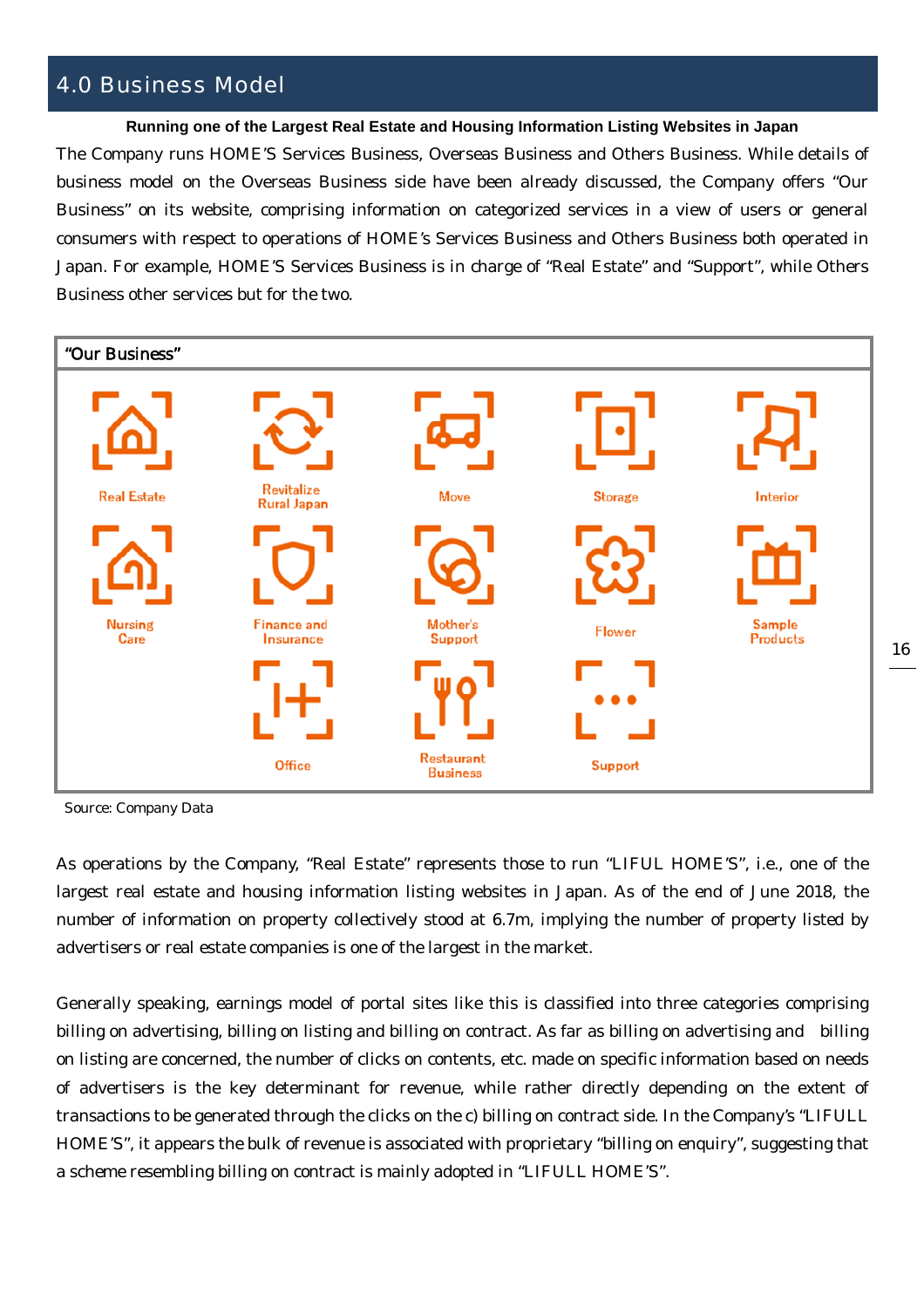# 4.0 Business Model

**Running one of the Largest Real Estate and Housing Information Listing Websites in Japan**

The Company runs HOME'S Services Business, Overseas Business and Others Business. While details of business model on the Overseas Business side have been already discussed, the Company offers "Our Business" on its website, comprising information on categorized services in a view of users or general consumers with respect to operations of HOME's Services Business and Others Business both operated in Japan. For example, HOME'S Services Business is in charge of "Real Estate" and "Support", while Others Business other services but for the two.

"Our Business"

| | | | | |
|---|---|---|---|---|
| Real Estate | Revitalize Rural Japan | Move | Storage | Interior |
| Nursing Care | Finance and Insurance | Mother's Support | Flower | Sample Products |
| | Office | Restaurant Business | Support | |

Source: Company Data

As operations by the Company, "Real Estate" represents those to run "LIFULL HOME'S", i.e., one of the largest real estate and housing information listing websites in Japan. As of the end of June 2018, the number of information on property collectively stood at 6.7m, implying the number of property listed by advertisers or real estate companies is one of the largest in the market.

Generally speaking, earnings model of portal sites like this is classified into three categories comprising billing on advertising, billing on listing and billing on contract. As far as billing on advertising and billing on listing are concerned, the number of clicks on contents, etc. made on specific information based on needs of advertisers is the key determinant for revenue, while rather directly depending on the extent of transactions to be generated through the clicks on the c) billing on contract side. In the Company's "LIFULL HOME'S", it appears the bulk of revenue is associated with proprietary "billing on enquiry", suggesting that a scheme resembling billing on contract is mainly adopted in "LIFULL HOME'S".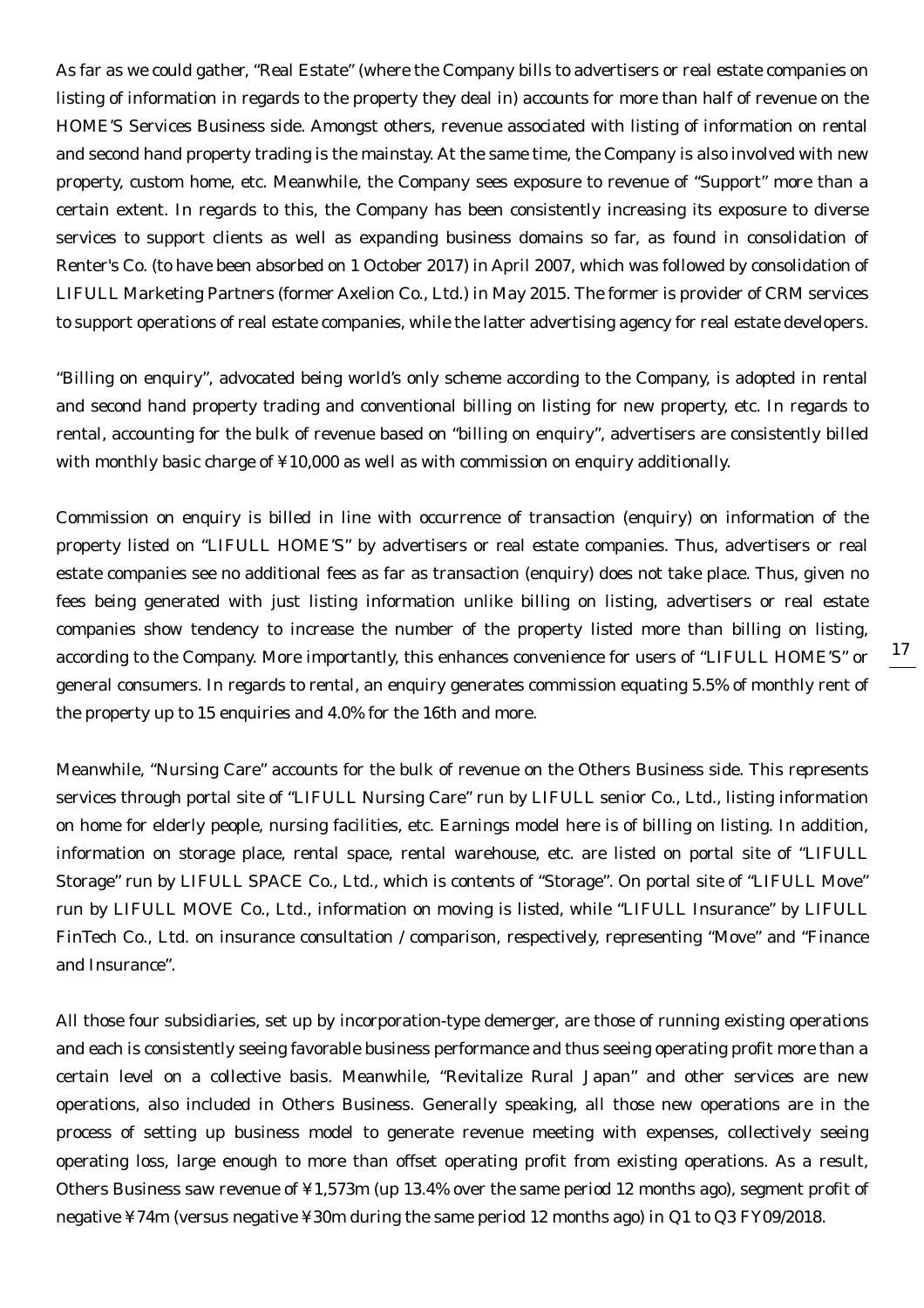As far as we could gather, "Real Estate" (where the Company bills to advertisers or real estate companies on listing of information in regards to the property they deal in) accounts for more than half of revenue on the HOME'S Services Business side. Amongst others, revenue associated with listing of information on rental and second hand property trading is the mainstay. At the same time, the Company is also involved with new property, custom home, etc. Meanwhile, the Company sees exposure to revenue of "Support" more than a certain extent. In regards to this, the Company has been consistently increasing its exposure to diverse services to support clients as well as expanding business domains so far, as found in consolidation of Renter's Co. (to have been absorbed on 1 October 2017) in April 2007, which was followed by consolidation of LIFULL Marketing Partners (former Axelion Co., Ltd.) in May 2015. The former is provider of CRM services to support operations of real estate companies, while the latter advertising agency for real estate developers.

"Billing on enquiry", advocated being world's only scheme according to the Company, is adopted in rental and second hand property trading and conventional billing on listing for new property, etc. In regards to rental, accounting for the bulk of revenue based on "billing on enquiry", advertisers are consistently billed with monthly basic charge of ¥10,000 as well as with commission on enquiry additionally.

Commission on enquiry is billed in line with occurrence of transaction (enquiry) on information of the property listed on "LIFULL HOME'S" by advertisers or real estate companies. Thus, advertisers or real estate companies see no additional fees as far as transaction (enquiry) does not take place. Thus, given no fees being generated with just listing information unlike billing on listing, advertisers or real estate companies show tendency to increase the number of the property listed more than billing on listing, according to the Company. More importantly, this enhances convenience for users of "LIFULL HOME'S" or general consumers. In regards to rental, an enquiry generates commission equating 5.5% of monthly rent of the property up to 15 enquiries and 4.0% for the 16th and more.

Meanwhile, "Nursing Care" accounts for the bulk of revenue on the Others Business side. This represents services through portal site of "LIFULL Nursing Care" run by LIFULL senior Co., Ltd., listing information on home for elderly people, nursing facilities, etc. Earnings model here is of billing on listing. In addition, information on storage place, rental space, rental warehouse, etc. are listed on portal site of "LIFULL Storage" run by LIFULL SPACE Co., Ltd., which is contents of "Storage". On portal site of "LIFULL Move" run by LIFULL MOVE Co., Ltd., information on moving is listed, while "LIFULL Insurance" by LIFULL FinTech Co., Ltd. on insurance consultation / comparison, respectively, representing "Move" and "Finance and Insurance".

All those four subsidiaries, set up by incorporation-type demerger, are those of running existing operations and each is consistently seeing favorable business performance and thus seeing operating profit more than a certain level on a collective basis. Meanwhile, "Revitalize Rural Japan" and other services are new operations, also included in Others Business. Generally speaking, all those new operations are in the process of setting up business model to generate revenue meeting with expenses, collectively seeing operating loss, large enough to more than offset operating profit from existing operations. As a result, Others Business saw revenue of ¥1,573m (up 13.4% over the same period 12 months ago), segment profit of negative ¥74m (versus negative ¥30m during the same period 12 months ago) in Q1 to Q3 FY09/2018.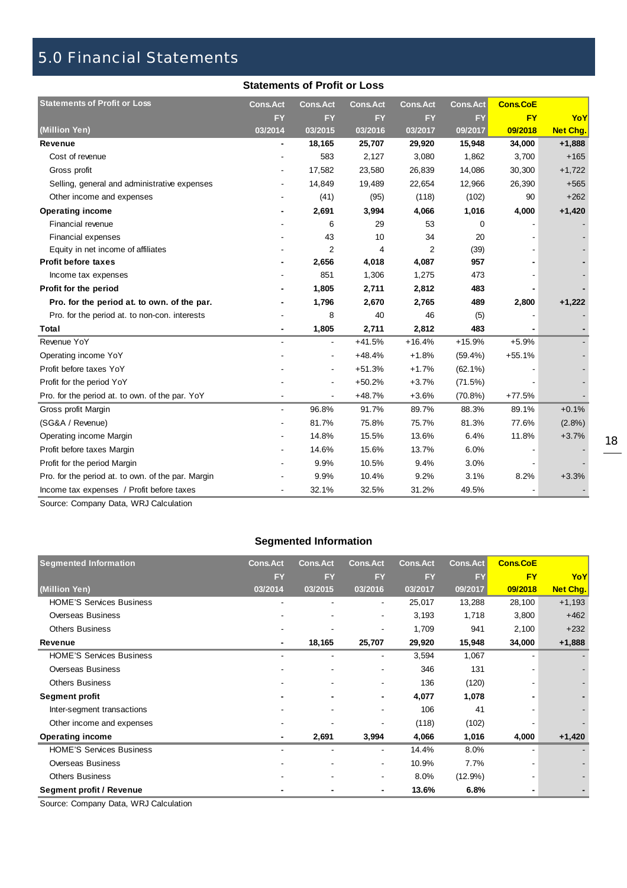# 5.0 Financial Statements

## Statements of Profit or Loss

| Statements of Profit or Loss (Million Yen) | Cons.Act FY 03/2014 | Cons.Act FY 03/2015 | Cons.Act FY 03/2016 | Cons.Act FY 03/2017 | Cons.Act FY 09/2017 | Cons.CoE FY 09/2018 | YoY Net Chg. |
|---|---|---|---|---|---|---|---|
| **Revenue** | **-** | **18,165** | **25,707** | **29,920** | **15,948** | **34,000** | **+1,888** |
| Cost of revenue | - | 583 | 2,127 | 3,080 | 1,862 | 3,700 | +165 |
| Gross profit | - | 17,582 | 23,580 | 26,839 | 14,086 | 30,300 | +1,722 |
| Selling, general and administrative expenses | - | 14,849 | 19,489 | 22,654 | 12,966 | 26,390 | +565 |
| Other income and expenses | - | (41) | (95) | (118) | (102) | 90 | +262 |
| **Operating income** | **-** | **2,691** | **3,994** | **4,066** | **1,016** | **4,000** | **+1,420** |
| Financial revenue | - | 6 | 29 | 53 | 0 | - | - |
| Financial expenses | - | 43 | 10 | 34 | 20 | - | - |
| Equity in net income of affiliates | - | 2 | 4 | 2 | (39) | - | - |
| **Profit before taxes** | **-** | **2,656** | **4,018** | **4,087** | **957** | **-** | **-** |
| Income tax expenses | - | 851 | 1,306 | 1,275 | 473 | - | - |
| **Profit for the period** | **-** | **1,805** | **2,711** | **2,812** | **483** | **-** | **-** |
| **Pro. for the period at. to own. of the par.** | **-** | **1,796** | **2,670** | **2,765** | **489** | **2,800** | **+1,222** |
| Pro. for the period at. to non-con. interests | - | 8 | 40 | 46 | (5) | - | - |
| **Total** | **-** | **1,805** | **2,711** | **2,812** | **483** | **-** | **-** |
| Revenue YoY | - | - | +41.5% | +16.4% | +15.9% | +5.9% | - |
| Operating income YoY | - | - | +48.4% | +1.8% | (59.4%) | +55.1% | - |
| Profit before taxes YoY | - | - | +51.3% | +1.7% | (62.1%) | - | - |
| Profit for the period YoY | - | - | +50.2% | +3.7% | (71.5%) | - | - |
| Pro. for the period at. to own. of the par. YoY | - | - | +48.7% | +3.6% | (70.8%) | +77.5% | - |
| Gross profit Margin | - | 96.8% | 91.7% | 89.7% | 88.3% | 89.1% | +0.1% |
| (SG&A / Revenue) | - | 81.7% | 75.8% | 75.7% | 81.3% | 77.6% | (2.8%) |
| Operating income Margin | - | 14.8% | 15.5% | 13.6% | 6.4% | 11.8% | +3.7% |
| Profit before taxes Margin | - | 14.6% | 15.6% | 13.7% | 6.0% | - | - |
| Profit for the period Margin | - | 9.9% | 10.5% | 9.4% | 3.0% | - | - |
| Pro. for the period at. to own. of the par. Margin | - | 9.9% | 10.4% | 9.2% | 3.1% | 8.2% | +3.3% |
| Income tax expenses / Profit before taxes | - | 32.1% | 32.5% | 31.2% | 49.5% | - | - |

Source: Company Data, WRJ Calculation

## Segmented Information

| Segmented Information (Million Yen) | Cons.Act FY 03/2014 | Cons.Act FY 03/2015 | Cons.Act FY 03/2016 | Cons.Act FY 03/2017 | Cons.Act FY 09/2017 | Cons.CoE FY 09/2018 | YoY Net Chg. |
|---|---|---|---|---|---|---|---|
| HOME'S Services Business | - | - | - | 25,017 | 13,288 | 28,100 | +1,193 |
| Overseas Business | - | - | - | 3,193 | 1,718 | 3,800 | +462 |
| Others Business | - | - | - | 1,709 | 941 | 2,100 | +232 |
| **Revenue** | **-** | **18,165** | **25,707** | **29,920** | **15,948** | **34,000** | **+1,888** |
| HOME'S Services Business | - | - | - | 3,594 | 1,067 | - | - |
| Overseas Business | - | - | - | 346 | 131 | - | - |
| Others Business | - | - | - | 136 | (120) | - | - |
| **Segment profit** | **-** | **-** | **-** | **4,077** | **1,078** | **-** | **-** |
| Inter-segment transactions | - | - | - | 106 | 41 | - | - |
| Other income and expenses | - | - | - | (118) | (102) | - | - |
| **Operating income** | **-** | **2,691** | **3,994** | **4,066** | **1,016** | **4,000** | **+1,420** |
| HOME'S Services Business | - | - | - | 14.4% | 8.0% | - | - |
| Overseas Business | - | - | - | 10.9% | 7.7% | - | - |
| Others Business | - | - | - | 8.0% | (12.9%) | - | - |
| **Segment profit / Revenue** | **-** | **-** | **-** | **13.6%** | **6.8%** | **-** | **-** |

Source: Company Data, WRJ Calculation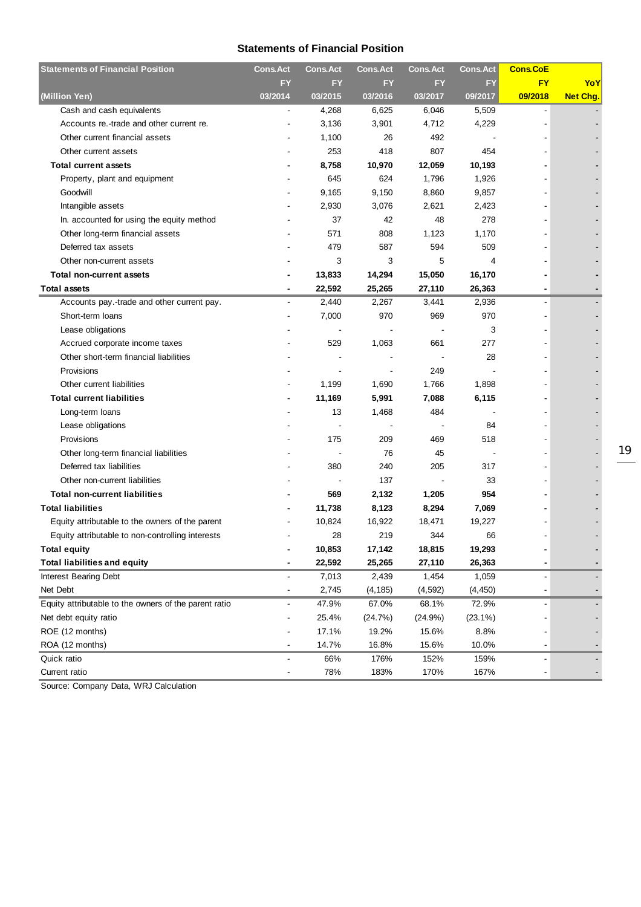## Statements of Financial Position

| Statements of Financial Position | Cons.Act | Cons.Act | Cons.Act | Cons.Act | Cons.Act | Cons.CoE | |
|---|---|---|---|---|---|---|---|
| | FY | FY | FY | FY | FY | FY | YoY |
| (Million Yen) | 03/2014 | 03/2015 | 03/2016 | 03/2017 | 09/2017 | 09/2018 | Net Chg. |
| Cash and cash equivalents | - | 4,268 | 6,625 | 6,046 | 5,509 | - | - |
| Accounts re.-trade and other current re. | - | 3,136 | 3,901 | 4,712 | 4,229 | - | - |
| Other current financial assets | - | 1,100 | 26 | 492 | - | - | - |
| Other current assets | - | 253 | 418 | 807 | 454 | - | - |
| **Total current assets** | **-** | **8,758** | **10,970** | **12,059** | **10,193** | **-** | **-** |
| Property, plant and equipment | - | 645 | 624 | 1,796 | 1,926 | - | - |
| Goodwill | - | 9,165 | 9,150 | 8,860 | 9,857 | - | - |
| Intangible assets | - | 2,930 | 3,076 | 2,621 | 2,423 | - | - |
| In. accounted for using the equity method | - | 37 | 42 | 48 | 278 | - | - |
| Other long-term financial assets | - | 571 | 808 | 1,123 | 1,170 | - | - |
| Deferred tax assets | - | 479 | 587 | 594 | 509 | - | - |
| Other non-current assets | - | 3 | 3 | 5 | 4 | - | - |
| **Total non-current assets** | **-** | **13,833** | **14,294** | **15,050** | **16,170** | **-** | **-** |
| **Total assets** | **-** | **22,592** | **25,265** | **27,110** | **26,363** | **-** | **-** |
| Accounts pay.-trade and other current pay. | - | 2,440 | 2,267 | 3,441 | 2,936 | - | - |
| Short-term loans | - | 7,000 | 970 | 969 | 970 | - | - |
| Lease obligations | - | - | - | - | 3 | - | - |
| Accrued corporate income taxes | - | 529 | 1,063 | 661 | 277 | - | - |
| Other short-term financial liabilities | - | - | - | - | 28 | - | - |
| Provisions | - | - | - | 249 | - | - | - |
| Other current liabilities | - | 1,199 | 1,690 | 1,766 | 1,898 | - | - |
| **Total current liabilities** | **-** | **11,169** | **5,991** | **7,088** | **6,115** | **-** | **-** |
| Long-term loans | - | 13 | 1,468 | 484 | - | - | - |
| Lease obligations | - | - | - | - | 84 | - | - |
| Provisions | - | 175 | 209 | 469 | 518 | - | - |
| Other long-term financial liabilities | - | - | 76 | 45 | - | - | - |
| Deferred tax liabilities | - | 380 | 240 | 205 | 317 | - | - |
| Other non-current liabilities | - | - | 137 | - | 33 | - | - |
| **Total non-current liabilities** | **-** | **569** | **2,132** | **1,205** | **954** | **-** | **-** |
| **Total liabilities** | **-** | **11,738** | **8,123** | **8,294** | **7,069** | **-** | **-** |
| Equity attributable to the owners of the parent | - | 10,824 | 16,922 | 18,471 | 19,227 | - | - |
| Equity attributable to non-controlling interests | - | 28 | 219 | 344 | 66 | - | - |
| **Total equity** | **-** | **10,853** | **17,142** | **18,815** | **19,293** | **-** | **-** |
| **Total liabilities and equity** | **-** | **22,592** | **25,265** | **27,110** | **26,363** | **-** | **-** |
| Interest Bearing Debt | - | 7,013 | 2,439 | 1,454 | 1,059 | - | - |
| Net Debt | - | 2,745 | (4,185) | (4,592) | (4,450) | - | - |
| Equity attributable to the owners of the parent ratio | - | 47.9% | 67.0% | 68.1% | 72.9% | - | - |
| Net debt equity ratio | - | 25.4% | (24.7%) | (24.9%) | (23.1%) | - | - |
| ROE (12 months) | - | 17.1% | 19.2% | 15.6% | 8.8% | - | - |
| ROA (12 months) | - | 14.7% | 16.8% | 15.6% | 10.0% | - | - |
| Quick ratio | - | 66% | 176% | 152% | 159% | - | - |
| Current ratio | - | 78% | 183% | 170% | 167% | - | - |

Source: Company Data, WRJ Calculation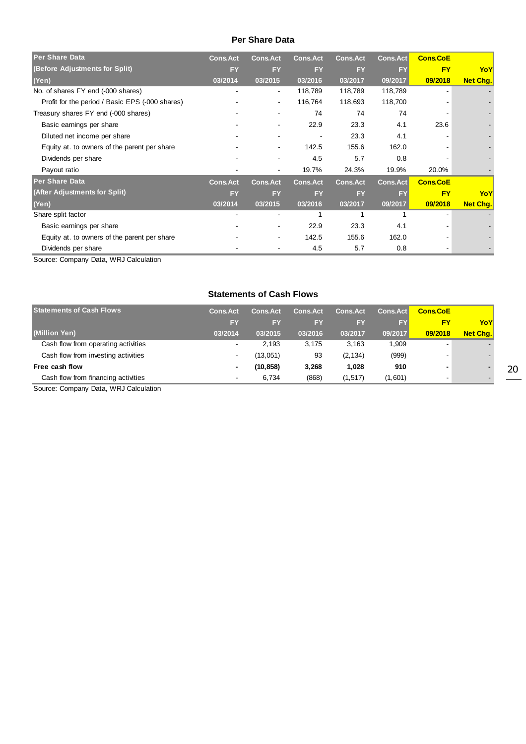## Per Share Data

| Per Share Data (Before Adjustments for Split) (Yen) | Cons.Act FY 03/2014 | Cons.Act FY 03/2015 | Cons.Act FY 03/2016 | Cons.Act FY 03/2017 | Cons.Act FY 09/2017 | Cons.CoE FY 09/2018 | YoY Net Chg. |
|---|---|---|---|---|---|---|---|
| No. of shares FY end (-000 shares) | - | - | 118,789 | 118,789 | 118,789 | - | - |
| Profit for the period / Basic EPS (-000 shares) | - | - | 116,764 | 118,693 | 118,700 | - | - |
| Treasury shares FY end (-000 shares) | - | - | 74 | 74 | 74 | - | - |
| Basic earnings per share | - | - | 22.9 | 23.3 | 4.1 | 23.6 | - |
| Diluted net income per share | - | - | - | 23.3 | 4.1 | - | - |
| Equity at. to owners of the parent per share | - | - | 142.5 | 155.6 | 162.0 | - | - |
| Dividends per share | - | - | 4.5 | 5.7 | 0.8 | - | - |
| Payout ratio | - | - | 19.7% | 24.3% | 19.9% | 20.0% | - |
| **Per Share Data (After Adjustments for Split) (Yen)** | **Cons.Act FY 03/2014** | **Cons.Act FY 03/2015** | **Cons.Act FY 03/2016** | **Cons.Act FY 03/2017** | **Cons.Act FY 09/2017** | **Cons.CoE FY 09/2018** | **YoY Net Chg.** |
| Share split factor | - | - | 1 | 1 | 1 | - | - |
| Basic earnings per share | - | - | 22.9 | 23.3 | 4.1 | - | - |
| Equity at. to owners of the parent per share | - | - | 142.5 | 155.6 | 162.0 | - | - |
| Dividends per share | - | - | 4.5 | 5.7 | 0.8 | - | - |

Source: Company Data, WRJ Calculation

## Statements of Cash Flows

| Statements of Cash Flows (Million Yen) | Cons.Act FY 03/2014 | Cons.Act FY 03/2015 | Cons.Act FY 03/2016 | Cons.Act FY 03/2017 | Cons.Act FY 09/2017 | Cons.CoE FY 09/2018 | YoY Net Chg. |
|---|---|---|---|---|---|---|---|
| Cash flow from operating activities | - | 2,193 | 3,175 | 3,163 | 1,909 | - | - |
| Cash flow from investing activities | - | (13,051) | 93 | (2,134) | (999) | - | - |
| **Free cash flow** | **-** | **(10,858)** | **3,268** | **1,028** | **910** | **-** | **-** |
| Cash flow from financing activities | - | 6,734 | (868) | (1,517) | (1,601) | - | - |

Source: Company Data, WRJ Calculation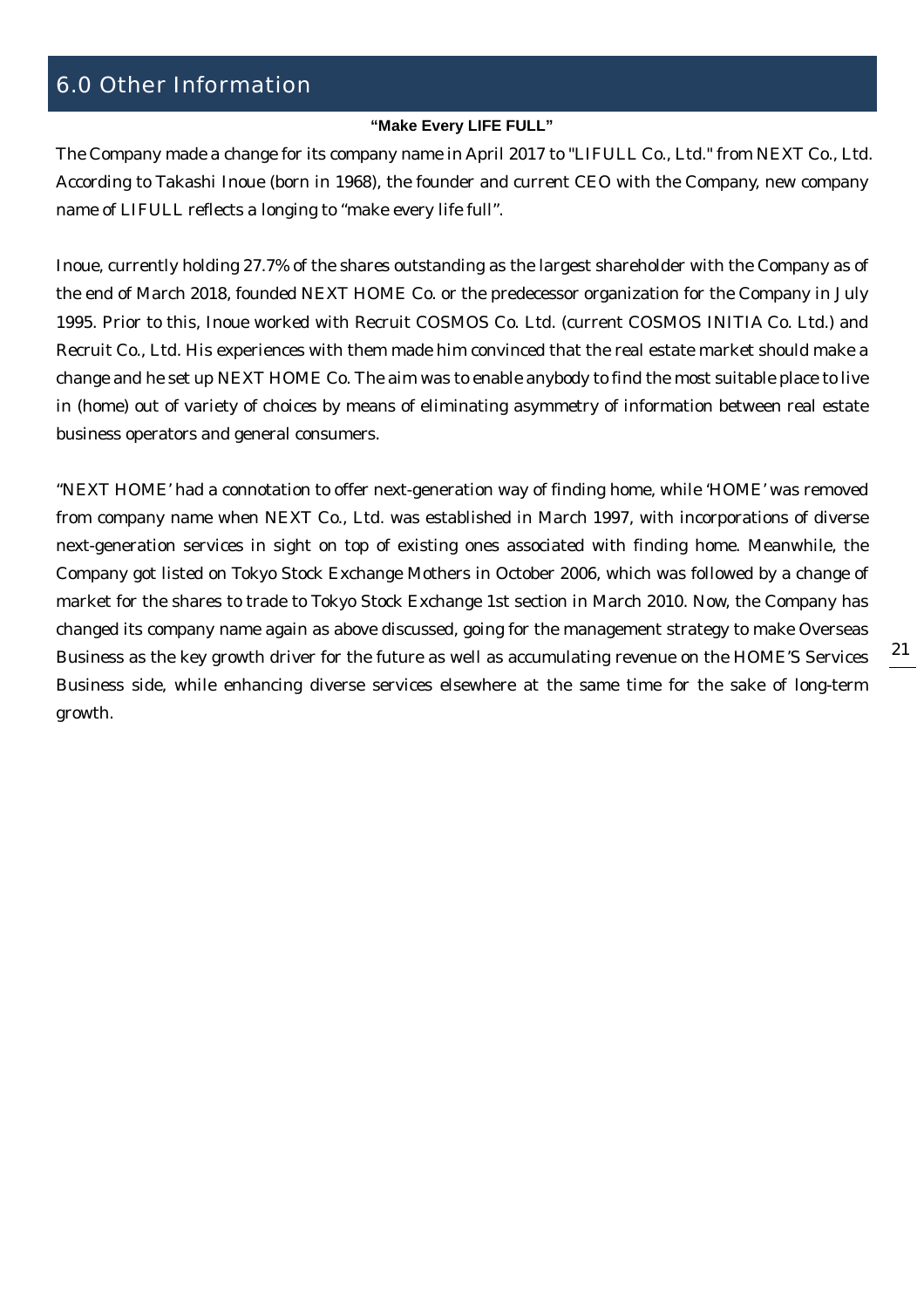# 6.0 Other Information

**"Make Every LIFE FULL"**

The Company made a change for its company name in April 2017 to "LIFULL Co., Ltd." from NEXT Co., Ltd. According to Takashi Inoue (born in 1968), the founder and current CEO with the Company, new company name of LIFULL reflects a longing to "make every life full".

Inoue, currently holding 27.7% of the shares outstanding as the largest shareholder with the Company as of the end of March 2018, founded NEXT HOME Co. or the predecessor organization for the Company in July 1995. Prior to this, Inoue worked with Recruit COSMOS Co. Ltd. (current COSMOS INITIA Co. Ltd.) and Recruit Co., Ltd. His experiences with them made him convinced that the real estate market should make a change and he set up NEXT HOME Co. The aim was to enable anybody to find the most suitable place to live in (home) out of variety of choices by means of eliminating asymmetry of information between real estate business operators and general consumers.

"NEXT HOME' had a connotation to offer next-generation way of finding home, while 'HOME' was removed from company name when NEXT Co., Ltd. was established in March 1997, with incorporations of diverse next-generation services in sight on top of existing ones associated with finding home. Meanwhile, the Company got listed on Tokyo Stock Exchange Mothers in October 2006, which was followed by a change of market for the shares to trade to Tokyo Stock Exchange 1st section in March 2010. Now, the Company has changed its company name again as above discussed, going for the management strategy to make Overseas Business as the key growth driver for the future as well as accumulating revenue on the HOME'S Services Business side, while enhancing diverse services elsewhere at the same time for the sake of long-term growth.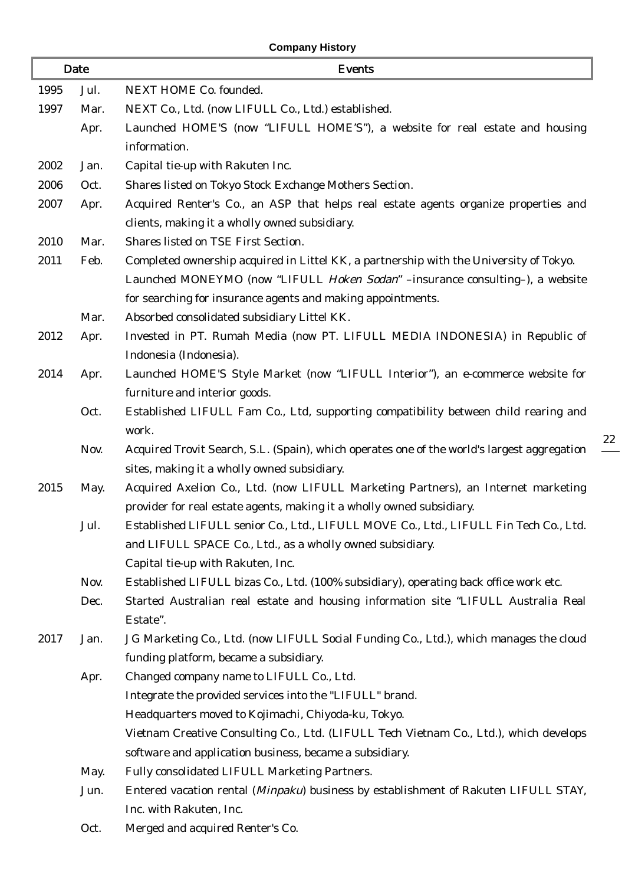**Company History**

| Date | | Events |
|---|---|---|
| 1995 | Jul. | NEXT HOME Co. founded. |
| 1997 | Mar. | NEXT Co., Ltd. (now LIFULL Co., Ltd.) established. |
| | Apr. | Launched HOME'S (now "LIFULL HOME'S"), a website for real estate and housing information. |
| 2002 | Jan. | Capital tie-up with Rakuten Inc. |
| 2006 | Oct. | Shares listed on Tokyo Stock Exchange Mothers Section. |
| 2007 | Apr. | Acquired Renter's Co., an ASP that helps real estate agents organize properties and clients, making it a wholly owned subsidiary. |
| 2010 | Mar. | Shares listed on TSE First Section. |
| 2011 | Feb. | Completed ownership acquired in Littel KK, a partnership with the University of Tokyo.<br>Launched MONEYMO (now "LIFULL *Hoken Sodan*" –insurance consulting–), a website for searching for insurance agents and making appointments. |
| | Mar. | Absorbed consolidated subsidiary Littel KK. |
| 2012 | Apr. | Invested in PT. Rumah Media (now PT. LIFULL MEDIA INDONESIA) in Republic of Indonesia (Indonesia). |
| 2014 | Apr. | Launched HOME'S Style Market (now "LIFULL Interior"), an e-commerce website for furniture and interior goods. |
| | Oct. | Established LIFULL Fam Co., Ltd, supporting compatibility between child rearing and work. |
| | Nov. | Acquired Trovit Search, S.L. (Spain), which operates one of the world's largest aggregation sites, making it a wholly owned subsidiary. |
| 2015 | May. | Acquired Axelion Co., Ltd. (now LIFULL Marketing Partners), an Internet marketing provider for real estate agents, making it a wholly owned subsidiary. |
| | Jul. | Established LIFULL senior Co., Ltd., LIFULL MOVE Co., Ltd., LIFULL Fin Tech Co., Ltd. and LIFULL SPACE Co., Ltd., as a wholly owned subsidiary.<br>Capital tie-up with Rakuten, Inc. |
| | Nov. | Established LIFULL bizas Co., Ltd. (100% subsidiary), operating back office work etc. |
| | Dec. | Started Australian real estate and housing information site "LIFULL Australia Real Estate". |
| 2017 | Jan. | JG Marketing Co., Ltd. (now LIFULL Social Funding Co., Ltd.), which manages the cloud funding platform, became a subsidiary. |
| | Apr. | Changed company name to LIFULL Co., Ltd.<br>Integrate the provided services into the "LIFULL" brand.<br>Headquarters moved to Kojimachi, Chiyoda-ku, Tokyo.<br>Vietnam Creative Consulting Co., Ltd. (LIFULL Tech Vietnam Co., Ltd.), which develops software and application business, became a subsidiary. |
| | May. | Fully consolidated LIFULL Marketing Partners. |
| | Jun. | Entered vacation rental (*Minpaku*) business by establishment of Rakuten LIFULL STAY, Inc. with Rakuten, Inc. |
| | Oct. | Merged and acquired Renter's Co. |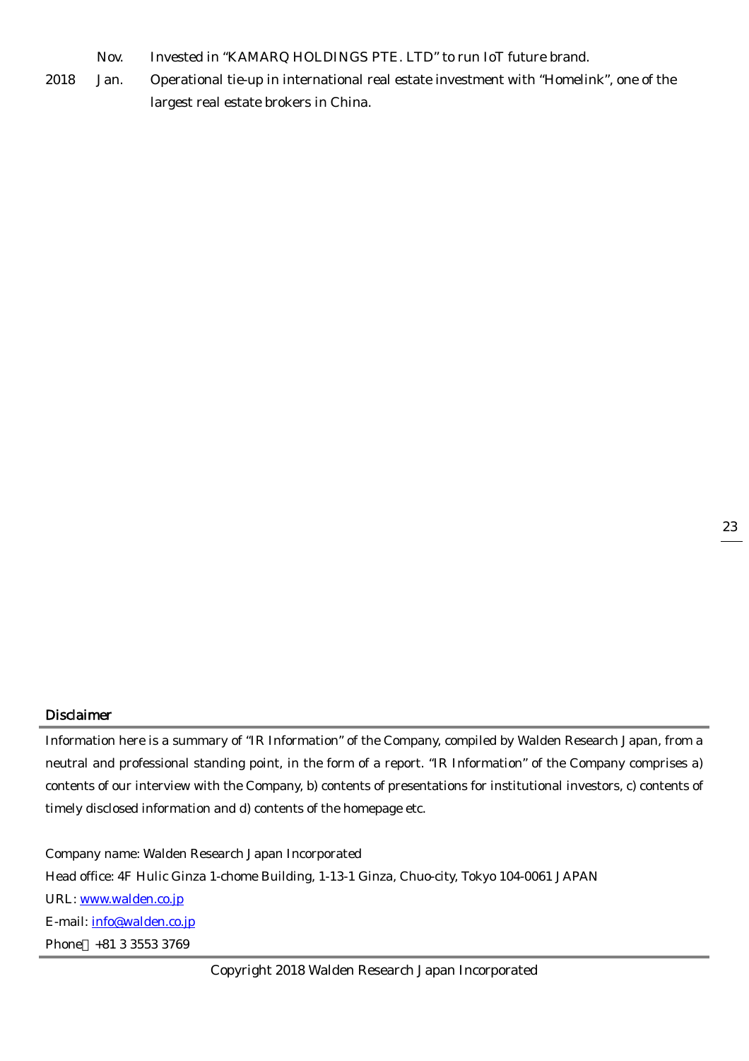| | | |
|---|---|---|
| | Nov. | Invested in "KAMARQ HOLDINGS PTE. LTD" to run IoT future brand. |
| 2018 | Jan. | Operational tie-up in international real estate investment with "Homelink", one of the largest real estate brokers in China. |

## Disclaimer

Information here is a summary of "IR Information" of the Company, compiled by Walden Research Japan, from a neutral and professional standing point, in the form of a report. "IR Information" of the Company comprises a) contents of our interview with the Company, b) contents of presentations for institutional investors, c) contents of timely disclosed information and d) contents of the homepage etc.

Company name: Walden Research Japan Incorporated
Head office: 4F Hulic Ginza 1-chome Building, 1-13-1 Ginza, Chuo-city, Tokyo 104-0061 JAPAN
URL: www.walden.co.jp
E-mail: info@walden.co.jp
Phone：+81 3 3553 3769

Copyright 2018 Walden Research Japan Incorporated